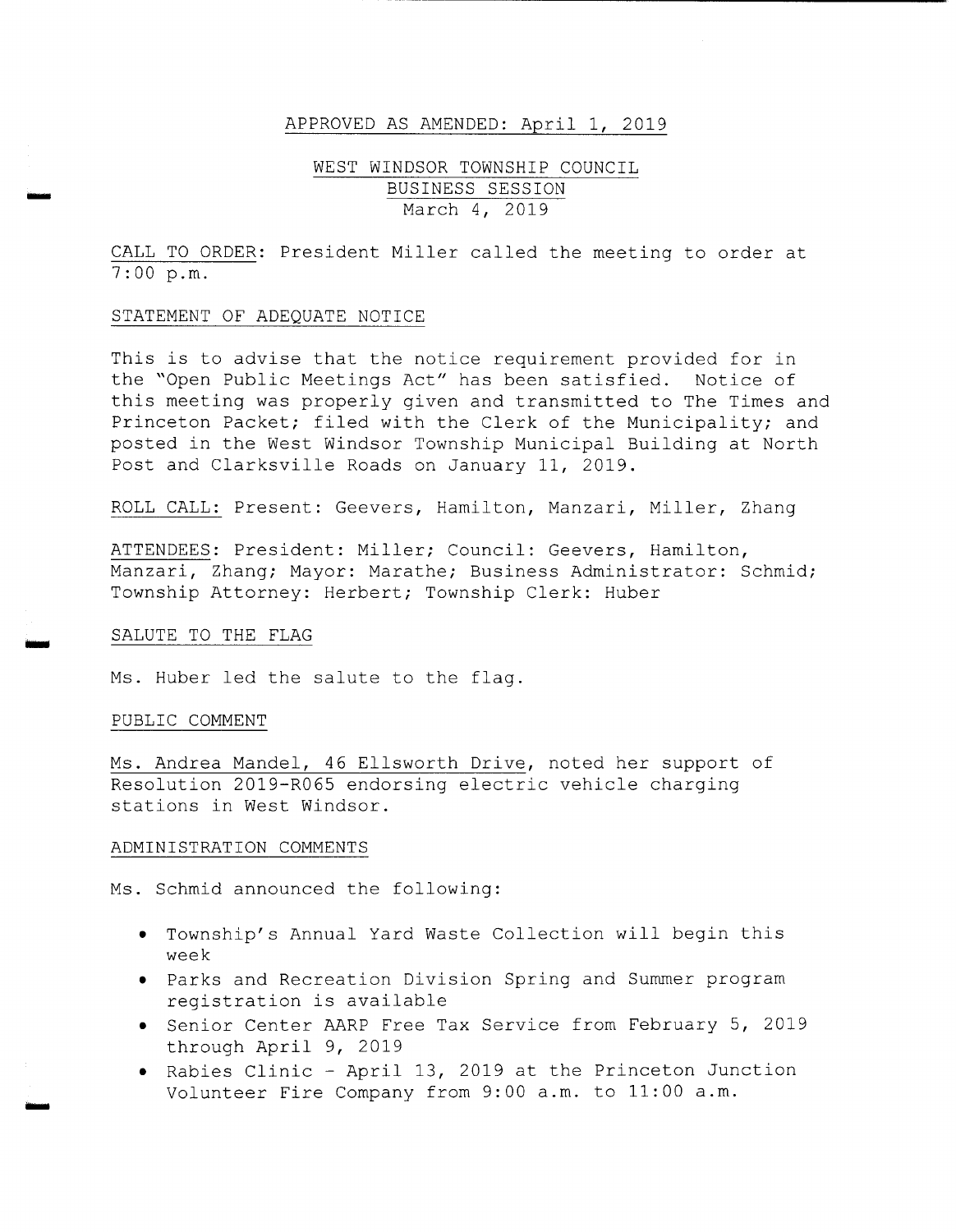APPROVED AS AMENDED: April 1, 2019

# WEST WINDSOR TOWNSHIP COUNCIL
## BUSINESS SESSION
March 4, 2019

CALL TO ORDER: President Miller called the meeting to order at 7:00 p.m.

STATEMENT OF ADEQUATE NOTICE

This is to advise that the notice requirement provided for in the "Open Public Meetings Act" has been satisfied. Notice of this meeting was properly given and transmitted to The Times and Princeton Packet; filed with the Clerk of the Municipality; and posted in the West Windsor Township Municipal Building at North Post and Clarksville Roads on January 11, 2019.

ROLL CALL: Present: Geevers, Hamilton, Manzari, Miller, Zhang

ATTENDEES: President: Miller; Council: Geevers, Hamilton, Manzari, Zhang; Mayor: Marathe; Business Administrator: Schmid; Township Attorney: Herbert; Township Clerk: Huber

SALUTE TO THE FLAG

Ms. Huber led the salute to the flag.

PUBLIC COMMENT

Ms. Andrea Mandel, 46 Ellsworth Drive, noted her support of Resolution 2019-R065 endorsing electric vehicle charging stations in West Windsor.

ADMINISTRATION COMMENTS

Ms. Schmid announced the following:

- Township's Annual Yard Waste Collection will begin this week
- Parks and Recreation Division Spring and Summer program registration is available
- Senior Center AARP Free Tax Service from February 5, 2019 through April 9, 2019
- Rabies Clinic - April 13, 2019 at the Princeton Junction Volunteer Fire Company from 9:00 a.m. to 11:00 a.m.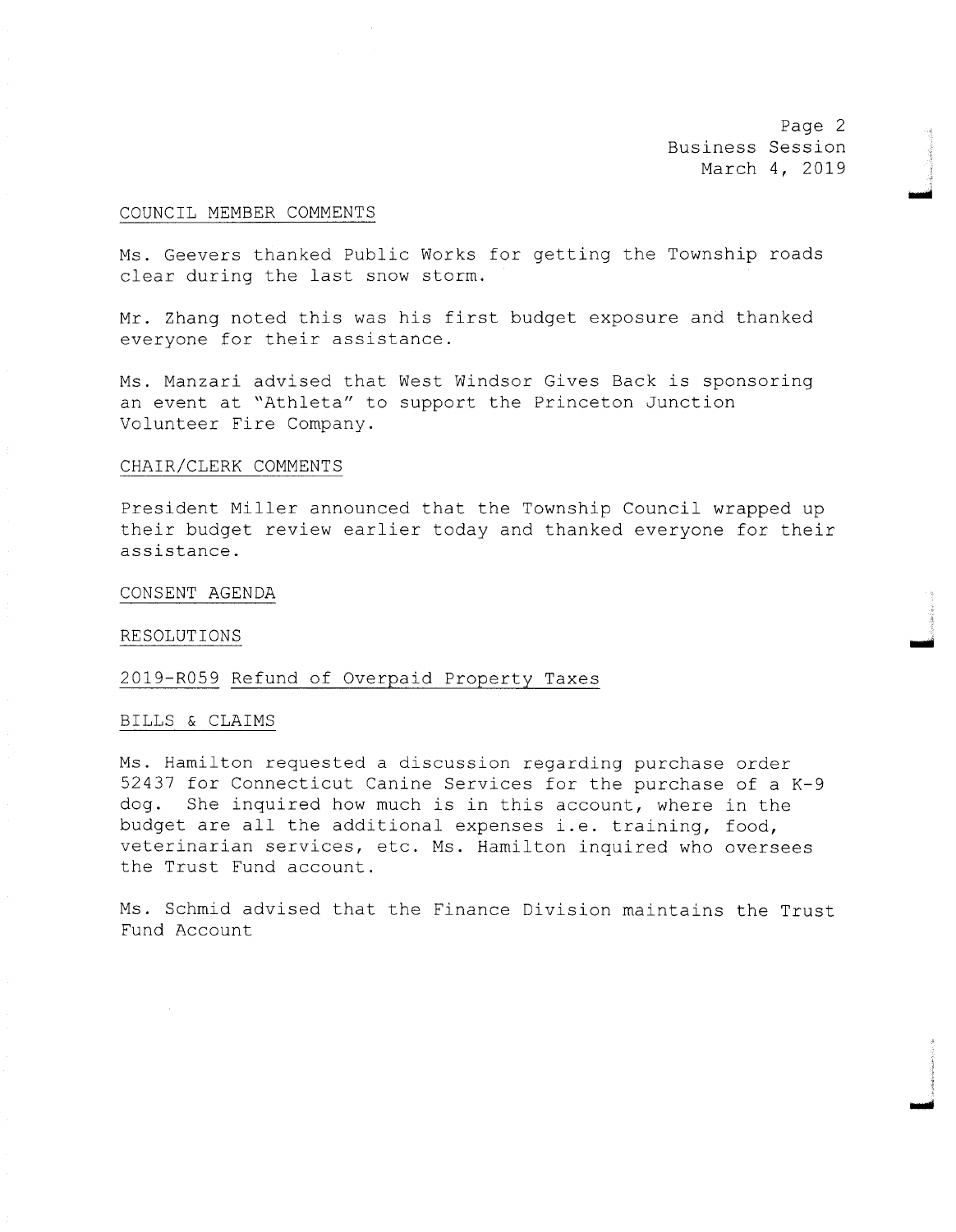## COUNCIL MEMBER COMMENTS

Ms. Geevers thanked Public Works for getting the Township roads clear during the last snow storm.

Mr. Zhang noted this was his first budget exposure and thanked everyone for their assistance.

Ms. Manzari advised that West Windsor Gives Back is sponsoring an event at "Athleta" to support the Princeton Junction Volunteer Fire Company.

## CHAIR/CLERK COMMENTS

President Miller announced that the Township Council wrapped up their budget review earlier today and thanked everyone for their assistance.

## CONSENT AGENDA

## RESOLUTIONS

2019-R059 Refund of Overpaid Property Taxes

## BILLS & CLAIMS

Ms. Hamilton requested a discussion regarding purchase order 52437 for Connecticut Canine Services for the purchase of a K-9 dog. She inquired how much is in this account, where in the budget are all the additional expenses i.e. training, food, veterinarian services, etc. Ms. Hamilton inquired who oversees the Trust Fund account.

Ms. Schmid advised that the Finance Division maintains the Trust Fund Account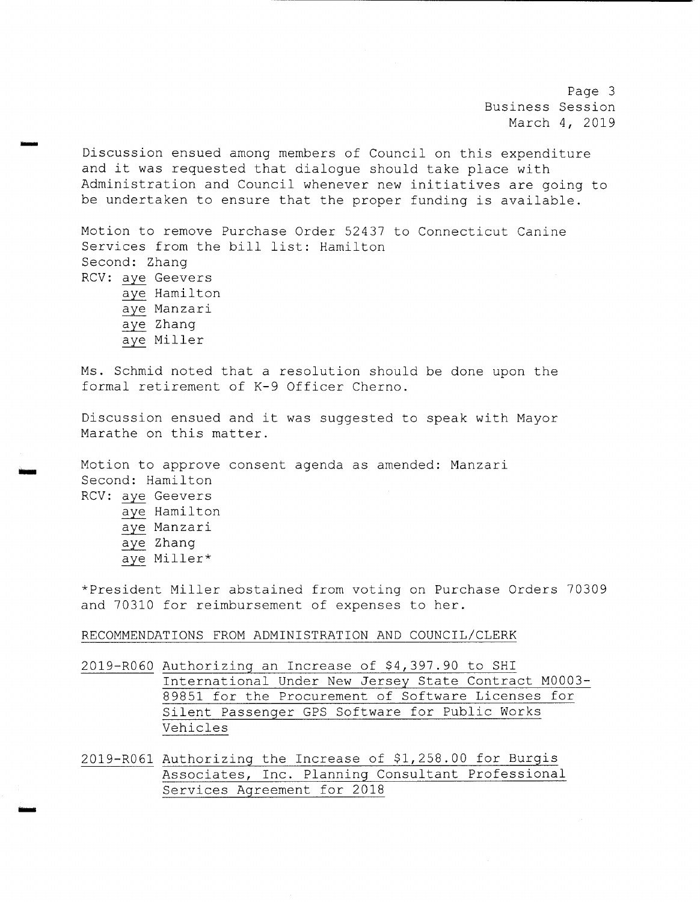Discussion ensued among members of Council on this expenditure and it was requested that dialogue should take place with Administration and Council whenever new initiatives are going to be undertaken to ensure that the proper funding is available.

Motion to remove Purchase Order 52437 to Connecticut Canine Services from the bill list: Hamilton
Second: Zhang
RCV: <u>aye</u> Geevers
<u>aye</u> Hamilton
<u>aye</u> Manzari
<u>aye</u> Zhang
<u>aye</u> Miller

Ms. Schmid noted that a resolution should be done upon the formal retirement of K-9 Officer Cherno.

Discussion ensued and it was suggested to speak with Mayor Marathe on this matter.

Motion to approve consent agenda as amended: Manzari
Second: Hamilton
RCV: <u>aye</u> Geevers
<u>aye</u> Hamilton
<u>aye</u> Manzari
<u>aye</u> Zhang
<u>aye</u> Miller*

*President Miller abstained from voting on Purchase Orders 70309 and 70310 for reimbursement of expenses to her.

<u>RECOMMENDATIONS FROM ADMINISTRATION AND COUNCIL/CLERK</u>

<u>2019-R060</u> <u>Authorizing an Increase of $4,397.90 to SHI International Under New Jersey State Contract M0003-89851 for the Procurement of Software Licenses for Silent Passenger GPS Software for Public Works Vehicles</u>

<u>2019-R061</u> <u>Authorizing the Increase of $1,258.00 for Burgis Associates, Inc. Planning Consultant Professional Services Agreement for 2018</u>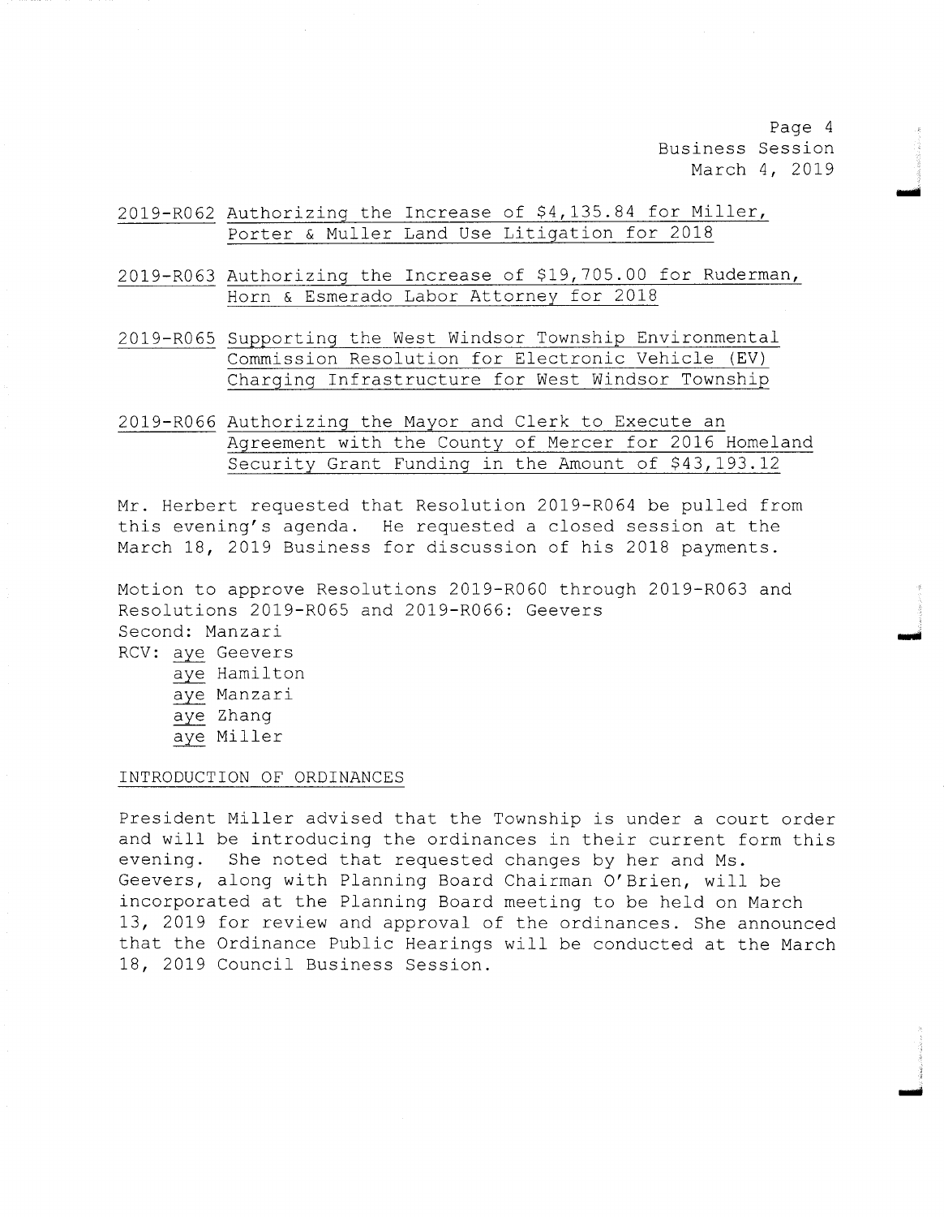2019-R062 Authorizing the Increase of $4,135.84 for Miller, Porter & Muller Land Use Litigation for 2018

2019-R063 Authorizing the Increase of $19,705.00 for Ruderman, Horn & Esmerado Labor Attorney for 2018

2019-R065 Supporting the West Windsor Township Environmental Commission Resolution for Electronic Vehicle (EV) Charging Infrastructure for West Windsor Township

2019-R066 Authorizing the Mayor and Clerk to Execute an Agreement with the County of Mercer for 2016 Homeland Security Grant Funding in the Amount of $43,193.12

Mr. Herbert requested that Resolution 2019-R064 be pulled from this evening's agenda. He requested a closed session at the March 18, 2019 Business for discussion of his 2018 payments.

Motion to approve Resolutions 2019-R060 through 2019-R063 and Resolutions 2019-R065 and 2019-R066: Geevers
Second: Manzari
RCV: aye Geevers
aye Hamilton
aye Manzari
aye Zhang
aye Miller

INTRODUCTION OF ORDINANCES

President Miller advised that the Township is under a court order and will be introducing the ordinances in their current form this evening. She noted that requested changes by her and Ms. Geevers, along with Planning Board Chairman O'Brien, will be incorporated at the Planning Board meeting to be held on March 13, 2019 for review and approval of the ordinances. She announced that the Ordinance Public Hearings will be conducted at the March 18, 2019 Council Business Session.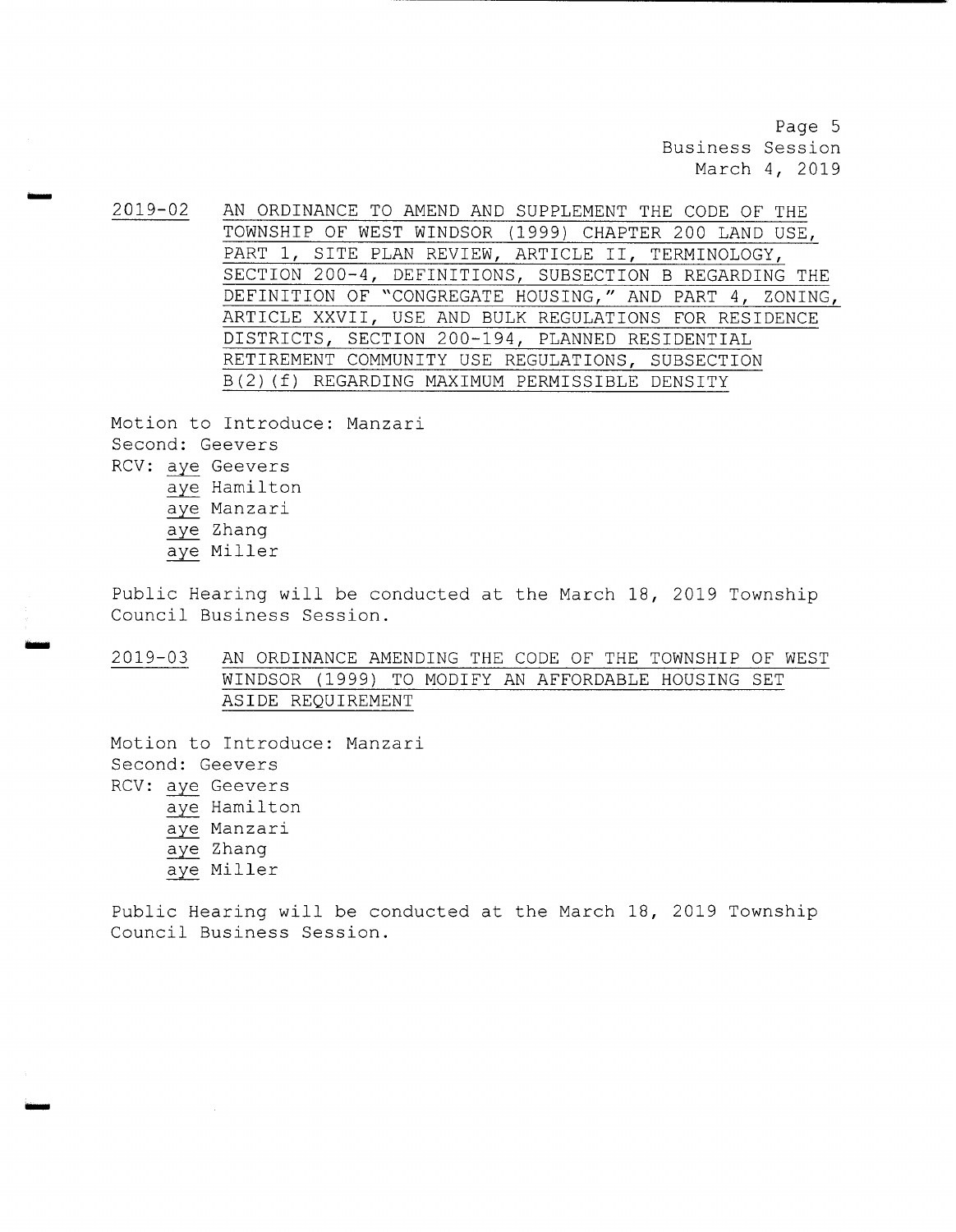2019-02 AN ORDINANCE TO AMEND AND SUPPLEMENT THE CODE OF THE TOWNSHIP OF WEST WINDSOR (1999) CHAPTER 200 LAND USE, PART 1, SITE PLAN REVIEW, ARTICLE II, TERMINOLOGY, SECTION 200-4, DEFINITIONS, SUBSECTION B REGARDING THE DEFINITION OF "CONGREGATE HOUSING," AND PART 4, ZONING, ARTICLE XXVII, USE AND BULK REGULATIONS FOR RESIDENCE DISTRICTS, SECTION 200-194, PLANNED RESIDENTIAL RETIREMENT COMMUNITY USE REGULATIONS, SUBSECTION B(2)(f) REGARDING MAXIMUM PERMISSIBLE DENSITY

Motion to Introduce: Manzari
Second: Geevers
RCV: aye Geevers
aye Hamilton
aye Manzari
aye Zhang
aye Miller

Public Hearing will be conducted at the March 18, 2019 Township Council Business Session.

2019-03 AN ORDINANCE AMENDING THE CODE OF THE TOWNSHIP OF WEST WINDSOR (1999) TO MODIFY AN AFFORDABLE HOUSING SET ASIDE REQUIREMENT

Motion to Introduce: Manzari
Second: Geevers
RCV: aye Geevers
aye Hamilton
aye Manzari
aye Zhang
aye Miller

Public Hearing will be conducted at the March 18, 2019 Township Council Business Session.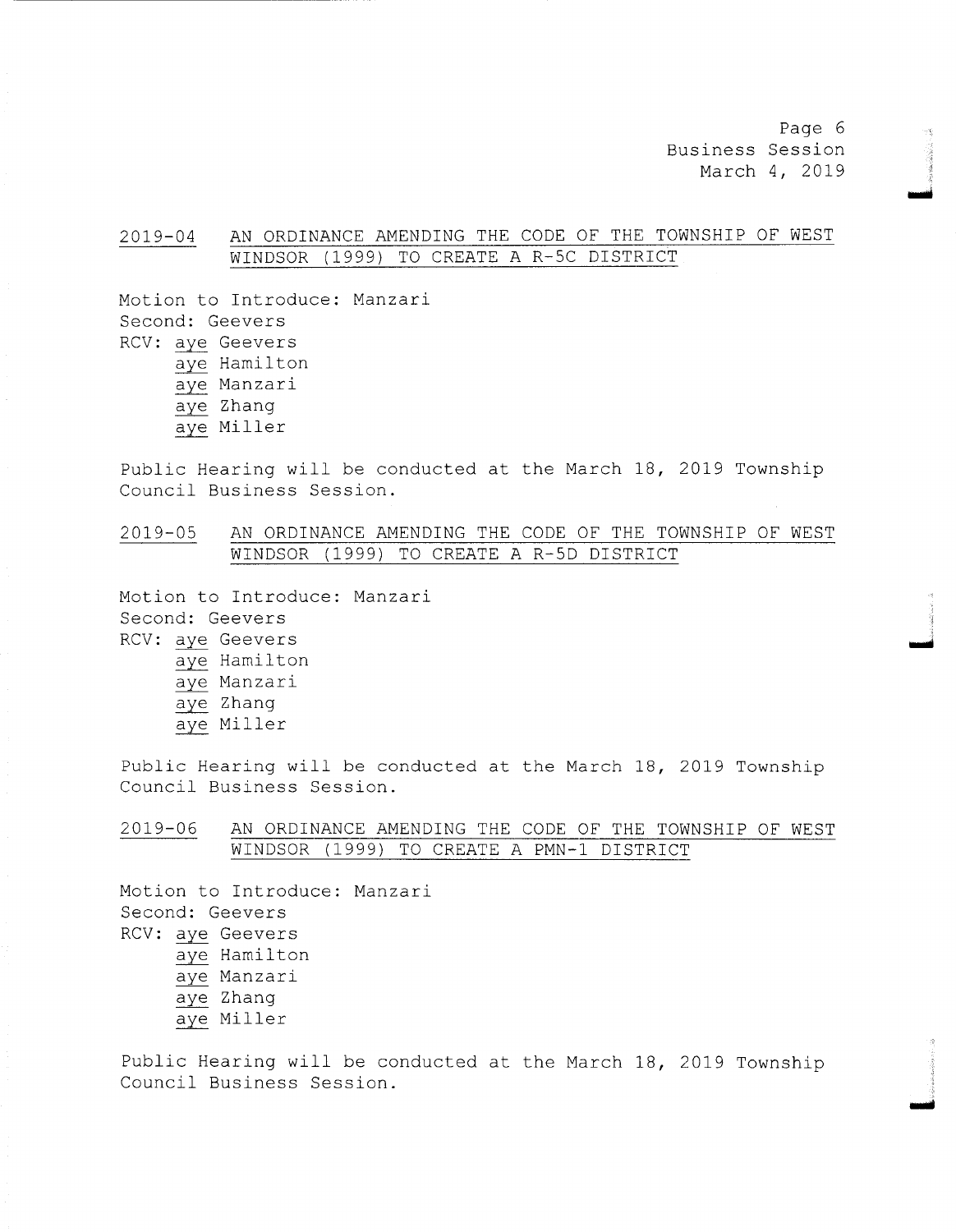2019-04 AN ORDINANCE AMENDING THE CODE OF THE TOWNSHIP OF WEST WINDSOR (1999) TO CREATE A R-5C DISTRICT

Motion to Introduce: Manzari
Second: Geevers
RCV: aye Geevers
aye Hamilton
aye Manzari
aye Zhang
aye Miller

Public Hearing will be conducted at the March 18, 2019 Township Council Business Session.

2019-05 AN ORDINANCE AMENDING THE CODE OF THE TOWNSHIP OF WEST WINDSOR (1999) TO CREATE A R-5D DISTRICT

Motion to Introduce: Manzari
Second: Geevers
RCV: aye Geevers
aye Hamilton
aye Manzari
aye Zhang
aye Miller

Public Hearing will be conducted at the March 18, 2019 Township Council Business Session.

2019-06 AN ORDINANCE AMENDING THE CODE OF THE TOWNSHIP OF WEST WINDSOR (1999) TO CREATE A PMN-1 DISTRICT

Motion to Introduce: Manzari
Second: Geevers
RCV: aye Geevers
aye Hamilton
aye Manzari
aye Zhang
aye Miller

Public Hearing will be conducted at the March 18, 2019 Township Council Business Session.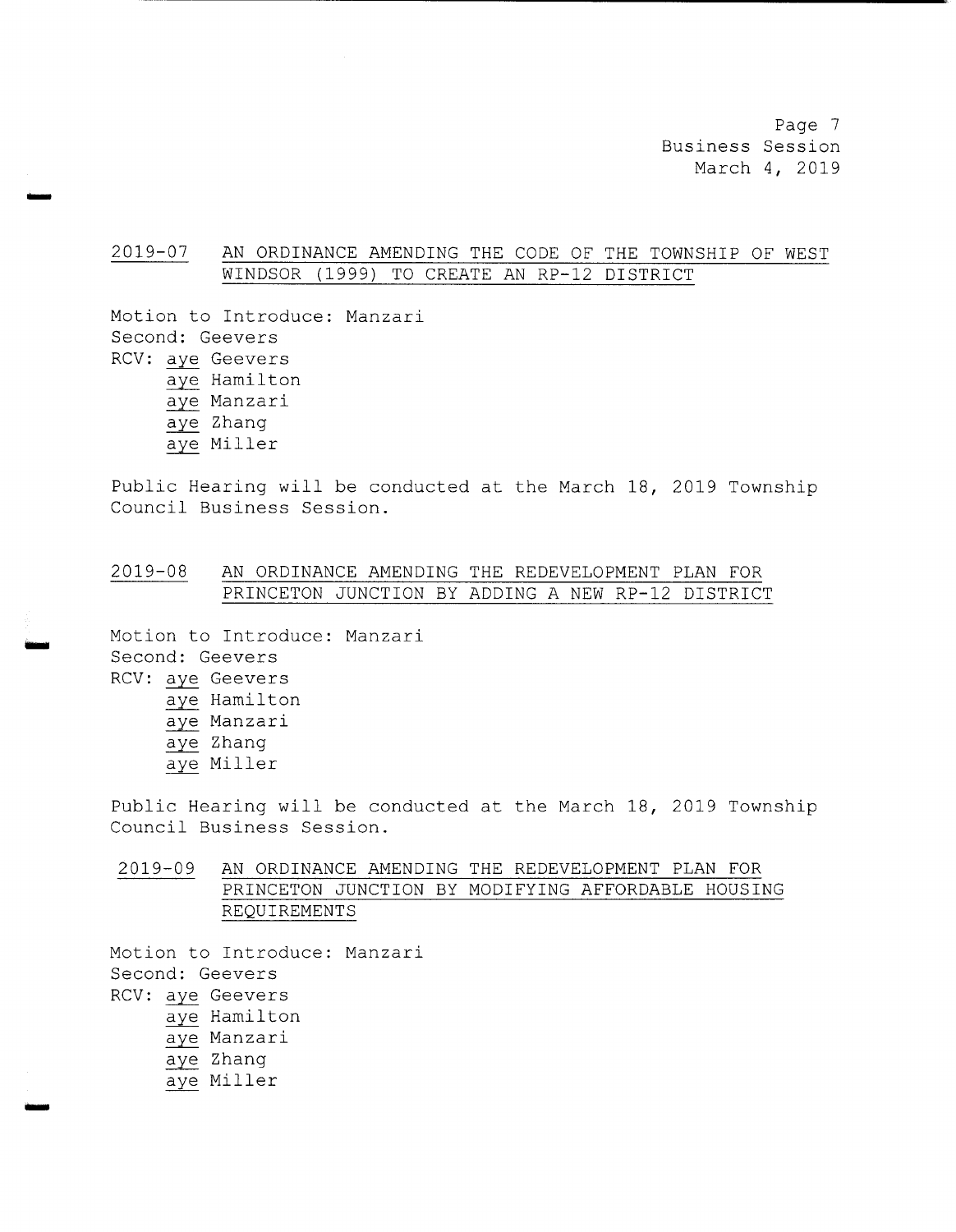## 2019-07 AN ORDINANCE AMENDING THE CODE OF THE TOWNSHIP OF WEST WINDSOR (1999) TO CREATE AN RP-12 DISTRICT

Motion to Introduce: Manzari
Second: Geevers
RCV: aye Geevers
aye Hamilton
aye Manzari
aye Zhang
aye Miller

Public Hearing will be conducted at the March 18, 2019 Township Council Business Session.

## 2019-08 AN ORDINANCE AMENDING THE REDEVELOPMENT PLAN FOR PRINCETON JUNCTION BY ADDING A NEW RP-12 DISTRICT

Motion to Introduce: Manzari
Second: Geevers
RCV: aye Geevers
aye Hamilton
aye Manzari
aye Zhang
aye Miller

Public Hearing will be conducted at the March 18, 2019 Township Council Business Session.

## 2019-09 AN ORDINANCE AMENDING THE REDEVELOPMENT PLAN FOR PRINCETON JUNCTION BY MODIFYING AFFORDABLE HOUSING REQUIREMENTS

Motion to Introduce: Manzari
Second: Geevers
RCV: aye Geevers
aye Hamilton
aye Manzari
aye Zhang
aye Miller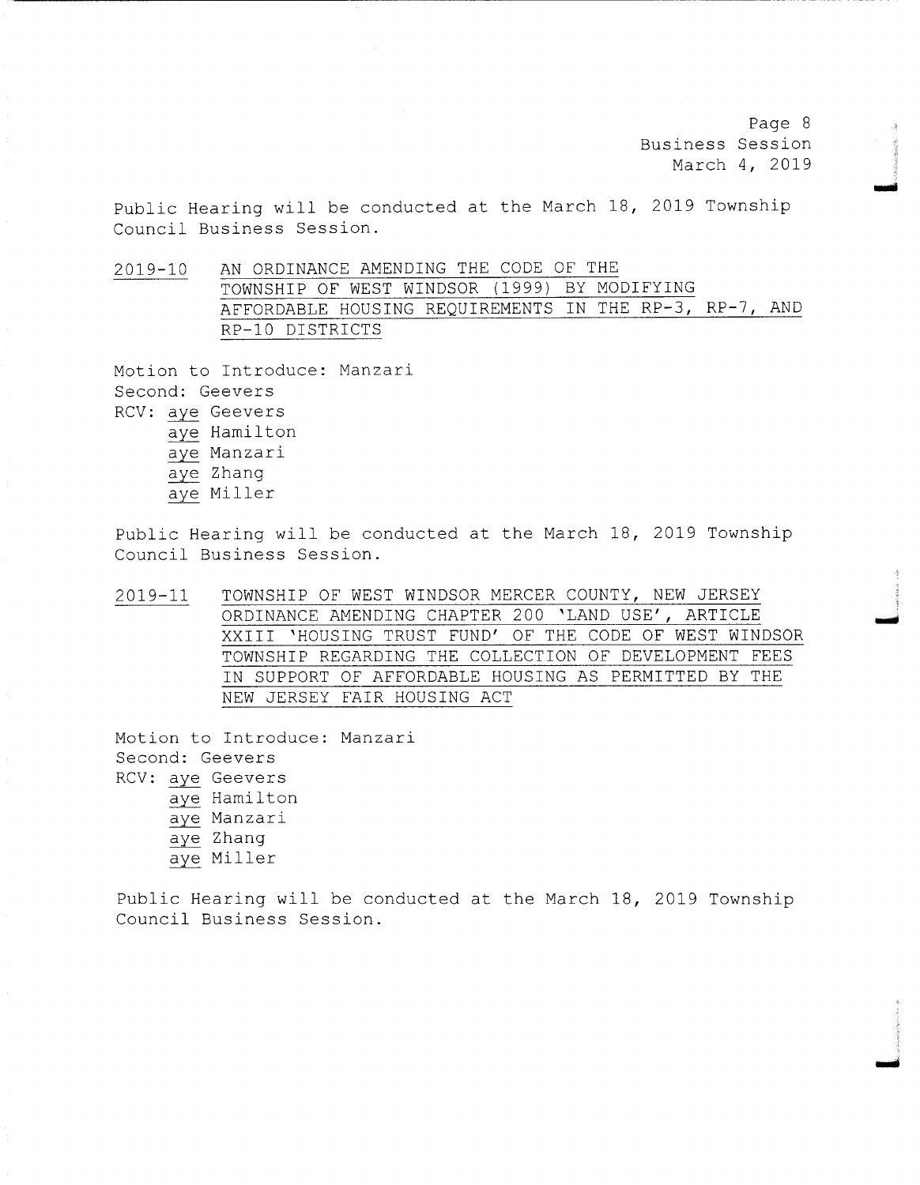Public Hearing will be conducted at the March 18, 2019 Township Council Business Session.

2019-10 AN ORDINANCE AMENDING THE CODE OF THE TOWNSHIP OF WEST WINDSOR (1999) BY MODIFYING AFFORDABLE HOUSING REQUIREMENTS IN THE RP-3, RP-7, AND RP-10 DISTRICTS

Motion to Introduce: Manzari
Second: Geevers
RCV: aye Geevers
aye Hamilton
aye Manzari
aye Zhang
aye Miller

Public Hearing will be conducted at the March 18, 2019 Township Council Business Session.

2019-11 TOWNSHIP OF WEST WINDSOR MERCER COUNTY, NEW JERSEY ORDINANCE AMENDING CHAPTER 200 'LAND USE', ARTICLE XXIII 'HOUSING TRUST FUND' OF THE CODE OF WEST WINDSOR TOWNSHIP REGARDING THE COLLECTION OF DEVELOPMENT FEES IN SUPPORT OF AFFORDABLE HOUSING AS PERMITTED BY THE NEW JERSEY FAIR HOUSING ACT

Motion to Introduce: Manzari
Second: Geevers
RCV: aye Geevers
aye Hamilton
aye Manzari
aye Zhang
aye Miller

Public Hearing will be conducted at the March 18, 2019 Township Council Business Session.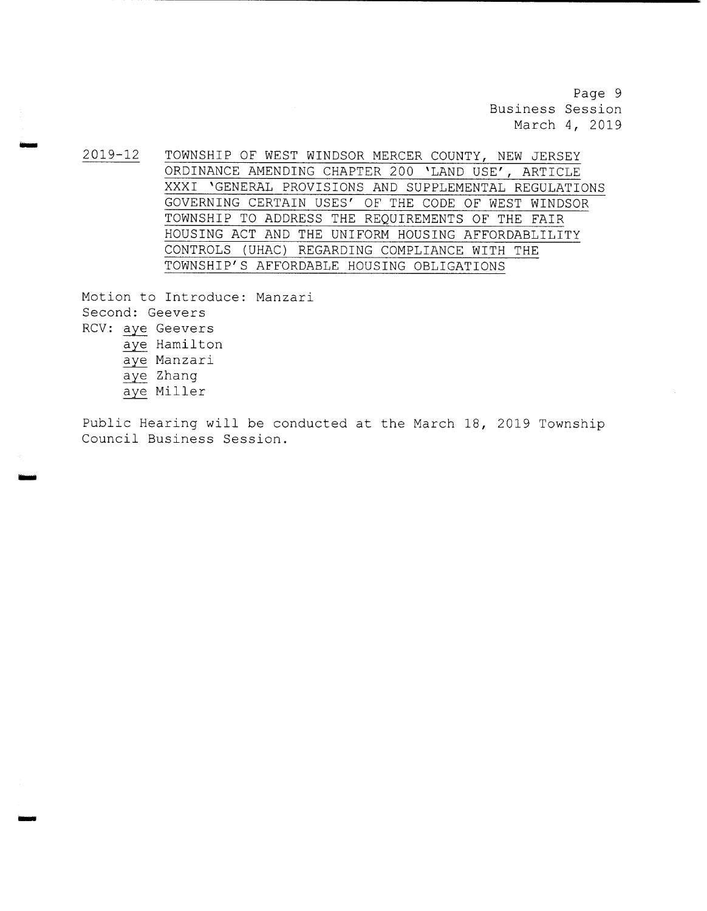2019-12 TOWNSHIP OF WEST WINDSOR MERCER COUNTY, NEW JERSEY ORDINANCE AMENDING CHAPTER 200 'LAND USE', ARTICLE XXXI 'GENERAL PROVISIONS AND SUPPLEMENTAL REGULATIONS GOVERNING CERTAIN USES' OF THE CODE OF WEST WINDSOR TOWNSHIP TO ADDRESS THE REQUIREMENTS OF THE FAIR HOUSING ACT AND THE UNIFORM HOUSING AFFORDABLILITY CONTROLS (UHAC) REGARDING COMPLIANCE WITH THE TOWNSHIP'S AFFORDABLE HOUSING OBLIGATIONS

Motion to Introduce: Manzari
Second: Geevers
RCV: aye Geevers
aye Hamilton
aye Manzari
aye Zhang
aye Miller

Public Hearing will be conducted at the March 18, 2019 Township Council Business Session.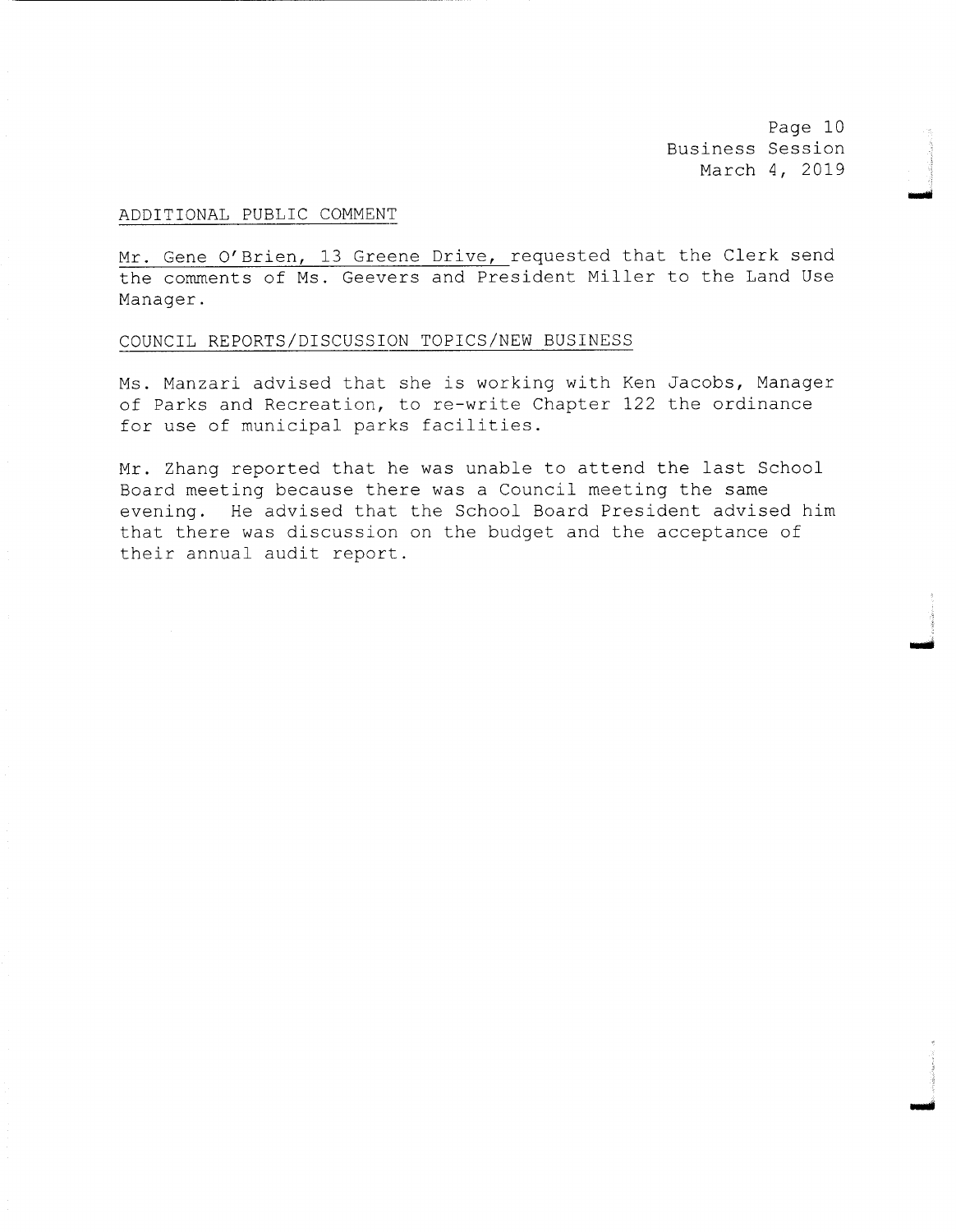## ADDITIONAL PUBLIC COMMENT

Mr. Gene O'Brien, 13 Greene Drive, requested that the Clerk send the comments of Ms. Geevers and President Miller to the Land Use Manager.

## COUNCIL REPORTS/DISCUSSION TOPICS/NEW BUSINESS

Ms. Manzari advised that she is working with Ken Jacobs, Manager of Parks and Recreation, to re-write Chapter 122 the ordinance for use of municipal parks facilities.

Mr. Zhang reported that he was unable to attend the last School Board meeting because there was a Council meeting the same evening. He advised that the School Board President advised him that there was discussion on the budget and the acceptance of their annual audit report.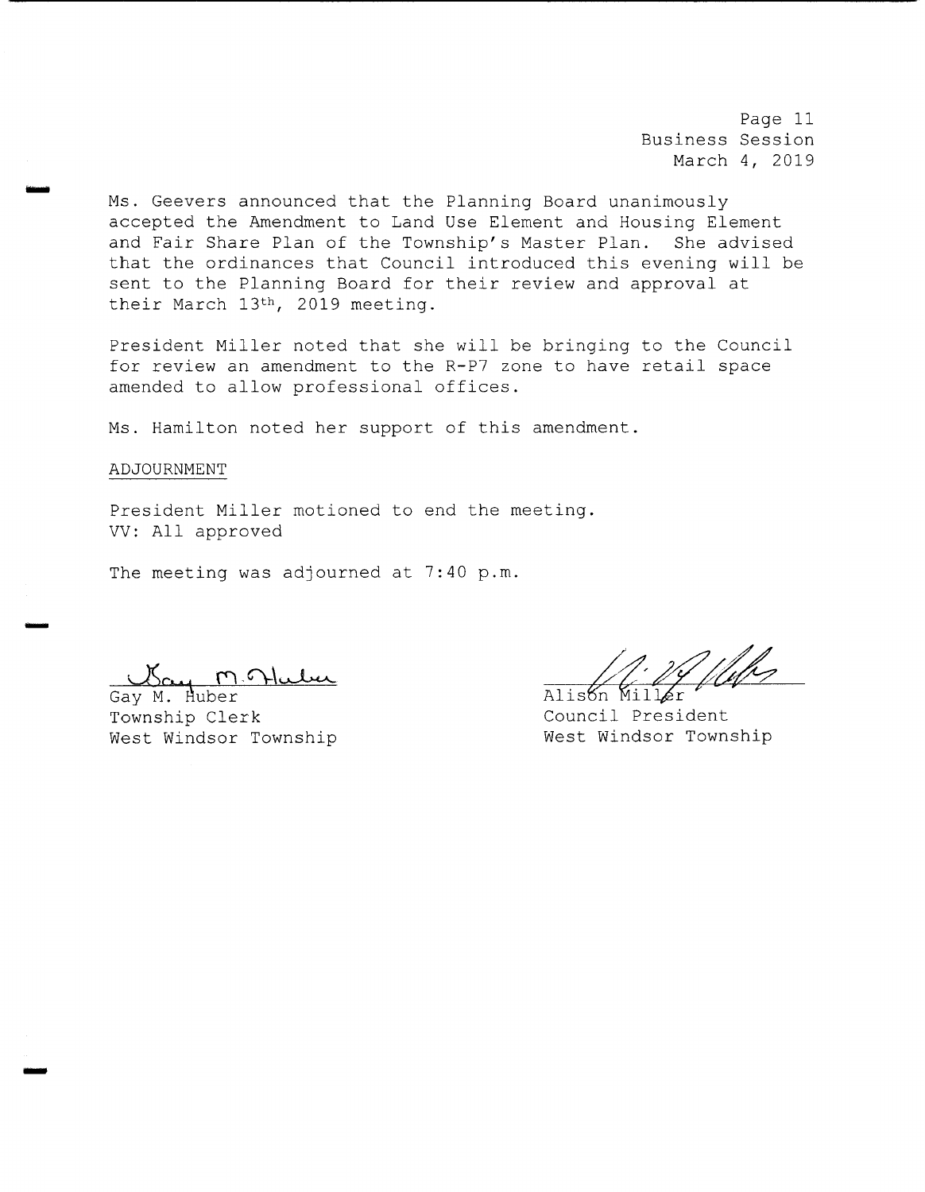Ms. Geevers announced that the Planning Board unanimously accepted the Amendment to Land Use Element and Housing Element and Fair Share Plan of the Township's Master Plan. She advised that the ordinances that Council introduced this evening will be sent to the Planning Board for their review and approval at their March 13th, 2019 meeting.

President Miller noted that she will be bringing to the Council for review an amendment to the R-P7 zone to have retail space amended to allow professional offices.

Ms. Hamilton noted her support of this amendment.

ADJOURNMENT

President Miller motioned to end the meeting.
VV: All approved

The meeting was adjourned at 7:40 p.m.

Gay M. Huber
Township Clerk
West Windsor Township

Alison Miller
Council President
West Windsor Township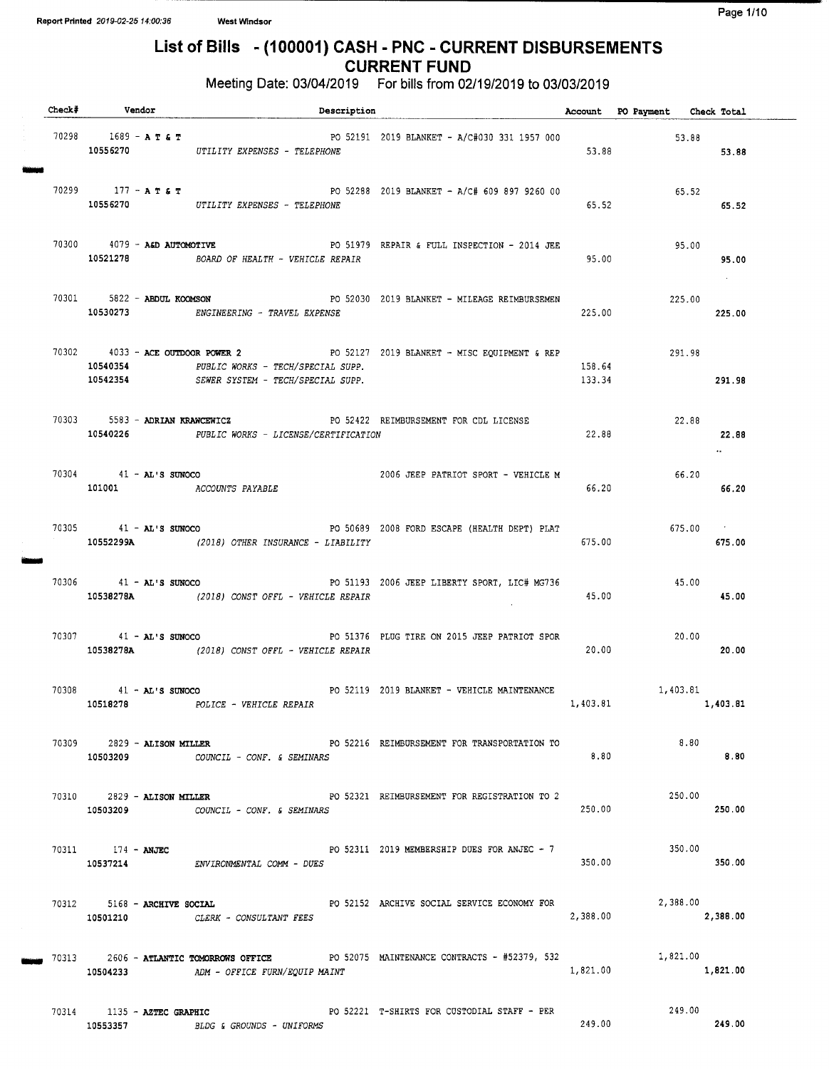Report Printed 2019-02-25 14:00:36 West Windsor

# List of Bills - (100001) CASH - PNC - CURRENT DISBURSEMENTS
## CURRENT FUND

Meeting Date: 03/04/2019 For bills from 02/19/2019 to 03/03/2019

| Check# | Vendor | Description | Account | PO Payment | Check Total |
|---|---|---|---|---|---|
| 70298 | 1689 - A T & T | PO 52191 2019 BLANKET - A/C#030 331 1957 000 | | 53.88 | |
| | 10556270 | UTILITY EXPENSES - TELEPHONE | 53.88 | | 53.88 |
| 70299 | 177 - A T & T | PO 52288 2019 BLANKET - A/C# 609 897 9260 00 | | 65.52 | |
| | 10556270 | UTILITY EXPENSES - TELEPHONE | 65.52 | | 65.52 |
| 70300 | 4079 - A&D AUTOMOTIVE | PO 51979 REPAIR & FULL INSPECTION - 2014 JEE | | 95.00 | |
| | 10521278 | BOARD OF HEALTH - VEHICLE REPAIR | 95.00 | | 95.00 |
| 70301 | 5822 - ABDUL KOOMSON | PO 52030 2019 BLANKET - MILEAGE REIMBURSEMEN | | 225.00 | |
| | 10530273 | ENGINEERING - TRAVEL EXPENSE | 225.00 | | 225.00 |
| 70302 | 4033 - ACE OUTDOOR POWER 2 | PO 52127 2019 BLANKET - MISC EQUIPMENT & REP | | 291.98 | |
| | 10540354 | PUBLIC WORKS - TECH/SPECIAL SUPP. | 158.64 | | |
| | 10542354 | SEWER SYSTEM - TECH/SPECIAL SUPP. | 133.34 | | 291.98 |
| 70303 | 5583 - ADRIAN KRAWCEWICZ | PO 52422 REIMBURSEMENT FOR CDL LICENSE | | 22.88 | |
| | 10540226 | PUBLIC WORKS - LICENSE/CERTIFICATION | 22.88 | | 22.88 |
| 70304 | 41 - AL'S SUNOCO | 2006 JEEP PATRIOT SPORT - VEHICLE M | | 66.20 | |
| | 101001 | ACCOUNTS PAYABLE | 66.20 | | 66.20 |
| 70305 | 41 - AL'S SUNOCO | PO 50689 2008 FORD ESCAPE (HEALTH DEPT) PLAT | | 675.00 | |
| | 10552299A | (2018) OTHER INSURANCE - LIABILITY | 675.00 | | 675.00 |
| 70306 | 41 - AL'S SUNOCO | PO 51193 2006 JEEP LIBERTY SPORT, LIC# MG736 | | 45.00 | |
| | 10538278A | (2018) CONST OFFL - VEHICLE REPAIR | 45.00 | | 45.00 |
| 70307 | 41 - AL'S SUNOCO | PO 51376 PLUG TIRE ON 2015 JEEP PATRIOT SPOR | | 20.00 | |
| | 10538278A | (2018) CONST OFFL - VEHICLE REPAIR | 20.00 | | 20.00 |
| 70308 | 41 - AL'S SUNOCO | PO 52119 2019 BLANKET - VEHICLE MAINTENANCE | | 1,403.81 | |
| | 10518278 | POLICE - VEHICLE REPAIR | 1,403.81 | | 1,403.81 |
| 70309 | 2829 - ALISON MILLER | PO 52216 REIMBURSEMENT FOR TRANSPORTATION TO | | 8.80 | |
| | 10503209 | COUNCIL - CONF. & SEMINARS | 8.80 | | 8.80 |
| 70310 | 2829 - ALISON MILLER | PO 52321 REIMBURSEMENT FOR REGISTRATION TO 2 | | 250.00 | |
| | 10503209 | COUNCIL - CONF. & SEMINARS | 250.00 | | 250.00 |
| 70311 | 174 - ANJEC | PO 52311 2019 MEMBERSHIP DUES FOR ANJEC - 7 | | 350.00 | |
| | 10537214 | ENVIRONMENTAL COMM - DUES | 350.00 | | 350.00 |
| 70312 | 5168 - ARCHIVE SOCIAL | PO 52152 ARCHIVE SOCIAL SERVICE ECONOMY FOR | | 2,388.00 | |
| | 10501210 | CLERK - CONSULTANT FEES | 2,388.00 | | 2,388.00 |
| 70313 | 2606 - ATLANTIC TOMORROWS OFFICE | PO 52075 MAINTENANCE CONTRACTS - #52379, 532 | | 1,821.00 | |
| | 10504233 | ADM - OFFICE FURN/EQUIP MAINT | 1,821.00 | | 1,821.00 |
| 70314 | 1135 - AZTEC GRAPHIC | PO 52221 T-SHIRTS FOR CUSTODIAL STAFF - PER | | 249.00 | |
| | 10553357 | BLDG & GROUNDS - UNIFORMS | 249.00 | | 249.00 |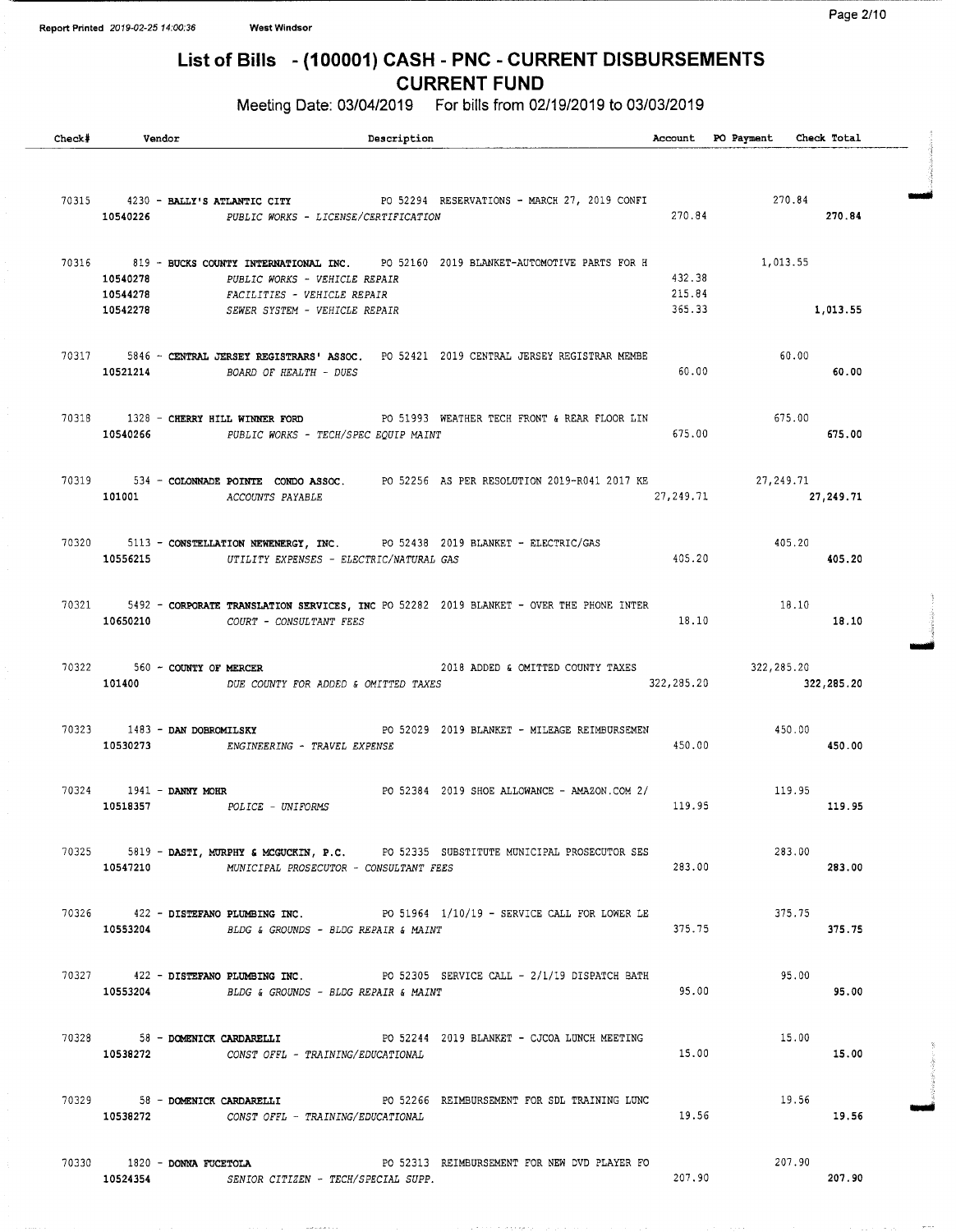# List of Bills - (100001) CASH - PNC - CURRENT DISBURSEMENTS

## CURRENT FUND

Meeting Date: 03/04/2019 For bills from 02/19/2019 to 03/03/2019

| Check# | Vendor | Description | Account | PO Payment | Check Total |
|---|---|---|---|---|---|
| 70315 | 4230 - BALLY'S ATLANTIC CITY | PO 52294 RESERVATIONS - MARCH 27, 2019 CONFI | | 270.84 | |
| | 10540226 | PUBLIC WORKS - LICENSE/CERTIFICATION | 270.84 | | 270.84 |
| 70316 | 819 - BUCKS COUNTY INTERNATIONAL INC. | PO 52160 2019 BLANKET-AUTOMOTIVE PARTS FOR H | | 1,013.55 | |
| | 10540278 | PUBLIC WORKS - VEHICLE REPAIR | 432.38 | | |
| | 10544278 | FACILITIES - VEHICLE REPAIR | 215.84 | | |
| | 10542278 | SEWER SYSTEM - VEHICLE REPAIR | 365.33 | | 1,013.55 |
| 70317 | 5846 - CENTRAL JERSEY REGISTRARS' ASSOC. | PO 52421 2019 CENTRAL JERSEY REGISTRAR MEMBE | | 60.00 | |
| | 10521214 | BOARD OF HEALTH - DUES | 60.00 | | 60.00 |
| 70318 | 1328 - CHERRY HILL WINNER FORD | PO 51993 WEATHER TECH FRONT & REAR FLOOR LIN | | 675.00 | |
| | 10540266 | PUBLIC WORKS - TECH/SPEC EQUIP MAINT | 675.00 | | 675.00 |
| 70319 | 534 - COLONNADE POINTE CONDO ASSOC. | PO 52256 AS PER RESOLUTION 2019-R041 2017 KE | | 27,249.71 | |
| | 101001 | ACCOUNTS PAYABLE | 27,249.71 | | 27,249.71 |
| 70320 | 5113 - CONSTELLATION NEWENERGY, INC. | PO 52438 2019 BLANKET - ELECTRIC/GAS | | 405.20 | |
| | 10556215 | UTILITY EXPENSES - ELECTRIC/NATURAL GAS | 405.20 | | 405.20 |
| 70321 | 5492 - CORPORATE TRANSLATION SERVICES, INC | PO 52282 2019 BLANKET - OVER THE PHONE INTER | | 18.10 | |
| | 10650210 | COURT - CONSULTANT FEES | 18.10 | | 18.10 |
| 70322 | 560 - COUNTY OF MERCER | 2018 ADDED & OMITTED COUNTY TAXES | | 322,285.20 | |
| | 101400 | DUE COUNTY FOR ADDED & OMITTED TAXES | 322,285.20 | | 322,285.20 |
| 70323 | 1483 - DAN DOBROMILSKY | PO 52029 2019 BLANKET - MILEAGE REIMBURSEMEN | | 450.00 | |
| | 10530273 | ENGINEERING - TRAVEL EXPENSE | 450.00 | | 450.00 |
| 70324 | 1941 - DANNY MOHR | PO 52384 2019 SHOE ALLOWANCE - AMAZON.COM 2/ | | 119.95 | |
| | 10518357 | POLICE - UNIFORMS | 119.95 | | 119.95 |
| 70325 | 5819 - DASTI, MURPHY & MCGUCKIN, P.C. | PO 52335 SUBSTITUTE MUNICIPAL PROSECUTOR SES | | 283.00 | |
| | 10547210 | MUNICIPAL PROSECUTOR - CONSULTANT FEES | 283.00 | | 283.00 |
| 70326 | 422 - DISTEFANO PLUMBING INC. | PO 51964 1/10/19 - SERVICE CALL FOR LOWER LE | | 375.75 | |
| | 10553204 | BLDG & GROUNDS - BLDG REPAIR & MAINT | 375.75 | | 375.75 |
| 70327 | 422 - DISTEFANO PLUMBING INC. | PO 52305 SERVICE CALL - 2/1/19 DISPATCH BATH | | 95.00 | |
| | 10553204 | BLDG & GROUNDS - BLDG REPAIR & MAINT | 95.00 | | 95.00 |
| 70328 | 58 - DOMENICK CARDARELLI | PO 52244 2019 BLANKET - CJCOA LUNCH MEETING | | 15.00 | |
| | 10538272 | CONST OFFL - TRAINING/EDUCATIONAL | 15.00 | | 15.00 |
| 70329 | 58 - DOMENICK CARDARELLI | PO 52266 REIMBURSEMENT FOR SDL TRAINING LUNC | | 19.56 | |
| | 10538272 | CONST OFFL - TRAINING/EDUCATIONAL | 19.56 | | 19.56 |
| 70330 | 1820 - DONNA FUCETOLA | PO 52313 REIMBURSEMENT FOR NEW DVD PLAYER FO | | 207.90 | |
| | 10524354 | SENIOR CITIZEN - TECH/SPECIAL SUPP. | 207.90 | | 207.90 |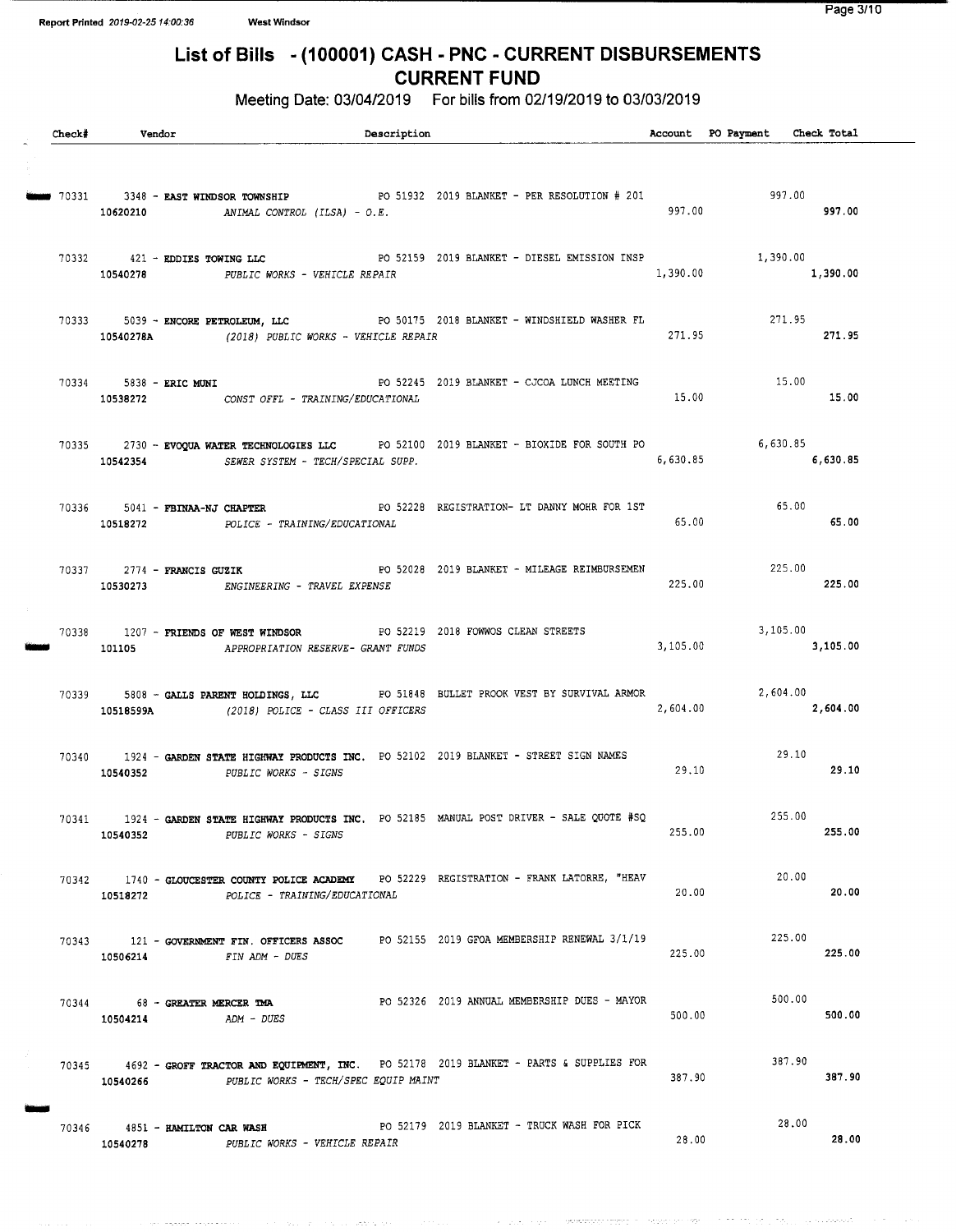# List of Bills - (100001) CASH - PNC - CURRENT DISBURSEMENTS
## CURRENT FUND

Meeting Date: 03/04/2019 For bills from 02/19/2019 to 03/03/2019

| Check# | Vendor | Description | Account | PO Payment | Check Total |
|---|---|---|---|---|---|
| 70331 | 3348 - **EAST WINDSOR TOWNSHIP** | PO 51932 2019 BLANKET - PER RESOLUTION # 201 | | 997.00 | |
| | 10620210 | *ANIMAL CONTROL (ILSA) - O.E.* | 997.00 | | **997.00** |
| 70332 | 421 - **EDDIES TOWING LLC** | PO 52159 2019 BLANKET - DIESEL EMISSION INSP | | 1,390.00 | |
| | 10540278 | *PUBLIC WORKS - VEHICLE REPAIR* | 1,390.00 | | **1,390.00** |
| 70333 | 5039 - **ENCORE PETROLEUM, LLC** | PO 50175 2018 BLANKET - WINDSHIELD WASHER FL | | 271.95 | |
| | 10540278A | *(2018) PUBLIC WORKS - VEHICLE REPAIR* | 271.95 | | **271.95** |
| 70334 | 5838 - **ERIC MUNI** | PO 52245 2019 BLANKET - CJCOA LUNCH MEETING | | 15.00 | |
| | 10538272 | *CONST OFFL - TRAINING/EDUCATIONAL* | 15.00 | | **15.00** |
| 70335 | 2730 - **EVOQUA WATER TECHNOLOGIES LLC** | PO 52100 2019 BLANKET - BIOXIDE FOR SOUTH PO | | 6,630.85 | |
| | 10542354 | *SEWER SYSTEM - TECH/SPECIAL SUPP.* | 6,630.85 | | **6,630.85** |
| 70336 | 5041 - **FBINAA-NJ CHAPTER** | PO 52228 REGISTRATION- LT DANNY MOHR FOR 1ST | | 65.00 | |
| | 10518272 | *POLICE - TRAINING/EDUCATIONAL* | 65.00 | | **65.00** |
| 70337 | 2774 - **FRANCIS GUZIK** | PO 52028 2019 BLANKET - MILEAGE REIMBURSEMEN | | 225.00 | |
| | 10530273 | *ENGINEERING - TRAVEL EXPENSE* | 225.00 | | **225.00** |
| 70338 | 1207 - **FRIENDS OF WEST WINDSOR** | PO 52219 2018 FOWWOS CLEAN STREETS | | 3,105.00 | |
| | 101105 | *APPROPRIATION RESERVE- GRANT FUNDS* | 3,105.00 | | **3,105.00** |
| 70339 | 5808 - **GALLS PARENT HOLDINGS, LLC** | PO 51848 BULLET PROOK VEST BY SURVIVAL ARMOR | | 2,604.00 | |
| | 10518599A | *(2018) POLICE - CLASS III OFFICERS* | 2,604.00 | | **2,604.00** |
| 70340 | 1924 - **GARDEN STATE HIGHWAY PRODUCTS INC.** | PO 52102 2019 BLANKET - STREET SIGN NAMES | | 29.10 | |
| | 10540352 | *PUBLIC WORKS - SIGNS* | 29.10 | | **29.10** |
| 70341 | 1924 - **GARDEN STATE HIGHWAY PRODUCTS INC.** | PO 52185 MANUAL POST DRIVER - SALE QUOTE #SQ | | 255.00 | |
| | 10540352 | *PUBLIC WORKS - SIGNS* | 255.00 | | **255.00** |
| 70342 | 1740 - **GLOUCESTER COUNTY POLICE ACADEMY** | PO 52229 REGISTRATION - FRANK LATORRE, "HEAV | | 20.00 | |
| | 10518272 | *POLICE - TRAINING/EDUCATIONAL* | 20.00 | | **20.00** |
| 70343 | 121 - **GOVERNMENT FIN. OFFICERS ASSOC** | PO 52155 2019 GFOA MEMBERSHIP RENEWAL 3/1/19 | | 225.00 | |
| | 10506214 | *FIN ADM - DUES* | 225.00 | | **225.00** |
| 70344 | 68 - **GREATER MERCER TMA** | PO 52326 2019 ANNUAL MEMBERSHIP DUES - MAYOR | | 500.00 | |
| | 10504214 | *ADM - DUES* | 500.00 | | **500.00** |
| 70345 | 4692 - **GROFF TRACTOR AND EQUIPMENT, INC.** | PO 52178 2019 BLANKET - PARTS & SUPPLIES FOR | | 387.90 | |
| | 10540266 | *PUBLIC WORKS - TECH/SPEC EQUIP MAINT* | 387.90 | | **387.90** |
| 70346 | 4851 - **HAMILTON CAR WASH** | PO 52179 2019 BLANKET - TRUCK WASH FOR PICK | | 28.00 | |
| | 10540278 | *PUBLIC WORKS - VEHICLE REPAIR* | 28.00 | | **28.00** |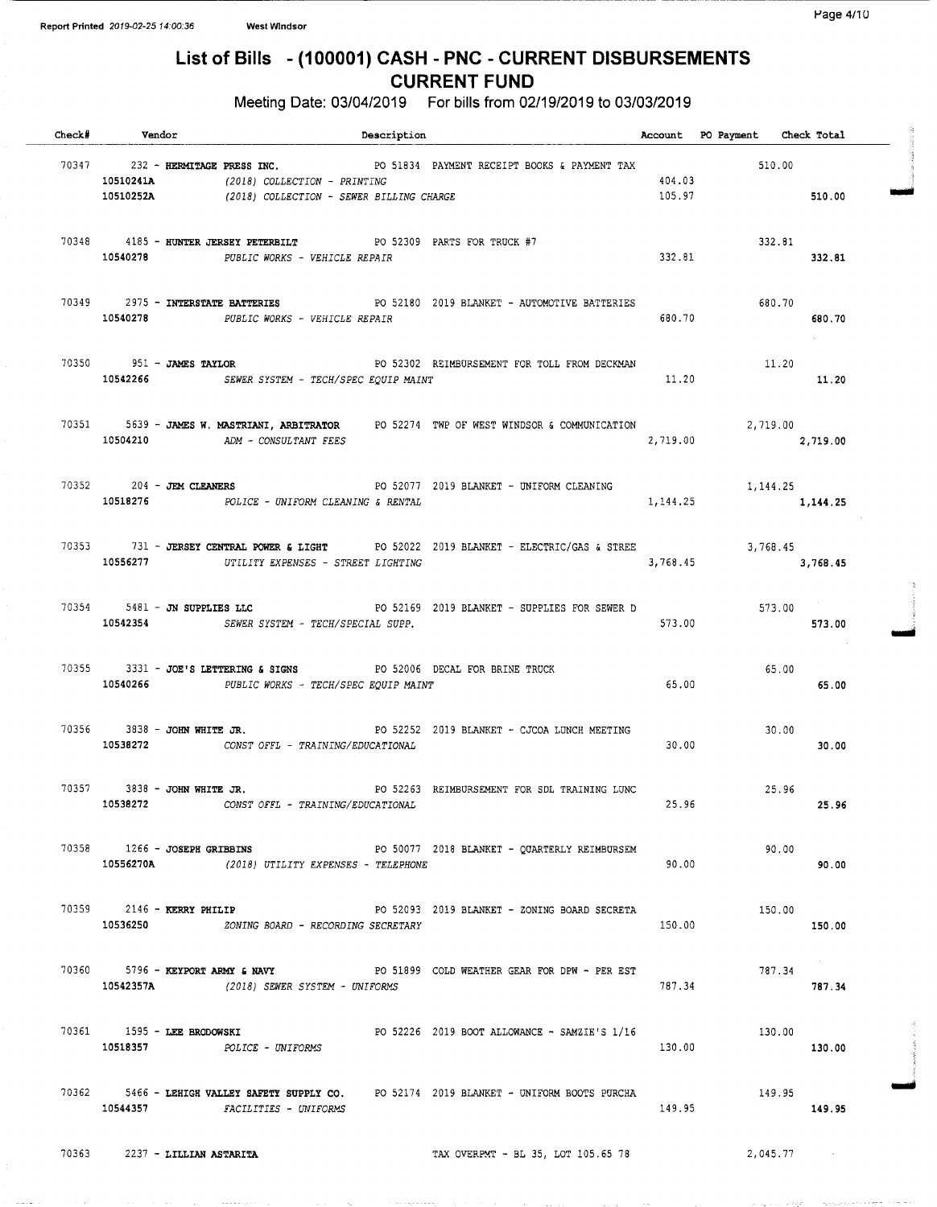# List of Bills - (100001) CASH - PNC - CURRENT DISBURSEMENTS
## CURRENT FUND

Meeting Date: 03/04/2019 For bills from 02/19/2019 to 03/03/2019

| Check# | Vendor | Description | Account | PO Payment | Check Total |
|---|---|---|---|---|---|
| 70347 | 232 - HERMITAGE PRESS INC. | PO 51834 PAYMENT RECEIPT BOOKS & PAYMENT TAX | | 510.00 | |
| | 10510241A | (2018) COLLECTION - PRINTING | 404.03 | | |
| | 10510252A | (2018) COLLECTION - SEWER BILLING CHARGE | 105.97 | | 510.00 |
| 70348 | 4185 - HUNTER JERSEY PETERBILT | PO 52309 PARTS FOR TRUCK #7 | | 332.81 | |
| | 10540278 | PUBLIC WORKS - VEHICLE REPAIR | 332.81 | | 332.81 |
| 70349 | 2975 - INTERSTATE BATTERIES | PO 52180 2019 BLANKET - AUTOMOTIVE BATTERIES | | 680.70 | |
| | 10540278 | PUBLIC WORKS - VEHICLE REPAIR | 680.70 | | 680.70 |
| 70350 | 951 - JAMES TAYLOR | PO 52302 REIMBURSEMENT FOR TOLL FROM DECKMAN | | 11.20 | |
| | 10542266 | SEWER SYSTEM - TECH/SPEC EQUIP MAINT | 11.20 | | 11.20 |
| 70351 | 5639 - JAMES W. MASTRIANI, ARBITRATOR | PO 52274 TWP OF WEST WINDSOR & COMMUNICATION | | 2,719.00 | |
| | 10504210 | ADM - CONSULTANT FEES | 2,719.00 | | 2,719.00 |
| 70352 | 204 - JEM CLEANERS | PO 52077 2019 BLANKET - UNIFORM CLEANING | | 1,144.25 | |
| | 10518276 | POLICE - UNIFORM CLEANING & RENTAL | 1,144.25 | | 1,144.25 |
| 70353 | 731 - JERSEY CENTRAL POWER & LIGHT | PO 52022 2019 BLANKET - ELECTRIC/GAS & STREE | | 3,768.45 | |
| | 10556277 | UTILITY EXPENSES - STREET LIGHTING | 3,768.45 | | 3,768.45 |
| 70354 | 5481 - JN SUPPLIES LLC | PO 52169 2019 BLANKET - SUPPLIES FOR SEWER D | | 573.00 | |
| | 10542354 | SEWER SYSTEM - TECH/SPECIAL SUPP. | 573.00 | | 573.00 |
| 70355 | 3331 - JOE'S LETTERING & SIGNS | PO 52006 DECAL FOR BRINE TRUCK | | 65.00 | |
| | 10540266 | PUBLIC WORKS - TECH/SPEC EQUIP MAINT | 65.00 | | 65.00 |
| 70356 | 3838 - JOHN WHITE JR. | PO 52252 2019 BLANKET - CJCOA LUNCH MEETING | | 30.00 | |
| | 10538272 | CONST OFFL - TRAINING/EDUCATIONAL | 30.00 | | 30.00 |
| 70357 | 3838 - JOHN WHITE JR. | PO 52263 REIMBURSEMENT FOR SDL TRAINING LUNC | | 25.96 | |
| | 10538272 | CONST OFFL - TRAINING/EDUCATIONAL | 25.96 | | 25.96 |
| 70358 | 1266 - JOSEPH GRIBBINS | PO 50077 2018 BLANKET - QUARTERLY REIMBURSEM | | 90.00 | |
| | 10556270A | (2018) UTILITY EXPENSES - TELEPHONE | 90.00 | | 90.00 |
| 70359 | 2146 - KERRY PHILIP | PO 52093 2019 BLANKET - ZONING BOARD SECRETA | | 150.00 | |
| | 10536250 | ZONING BOARD - RECORDING SECRETARY | 150.00 | | 150.00 |
| 70360 | 5796 - KEYPORT ARMY & NAVY | PO 51899 COLD WEATHER GEAR FOR DPW - PER EST | | 787.34 | |
| | 10542357A | (2018) SEWER SYSTEM - UNIFORMS | 787.34 | | 787.34 |
| 70361 | 1595 - LEE BRODOWSKI | PO 52226 2019 BOOT ALLOWANCE - SAMZIE'S 1/16 | | 130.00 | |
| | 10518357 | POLICE - UNIFORMS | 130.00 | | 130.00 |
| 70362 | 5466 - LEHIGH VALLEY SAFETY SUPPLY CO. | PO 52174 2019 BLANKET - UNIFORM BOOTS PURCHA | | 149.95 | |
| | 10544357 | FACILITIES - UNIFORMS | 149.95 | | 149.95 |
| 70363 | 2237 - LILLIAN ASTARITA | TAX OVERPMT - BL 35, LOT 105.65 78 | | 2,045.77 | |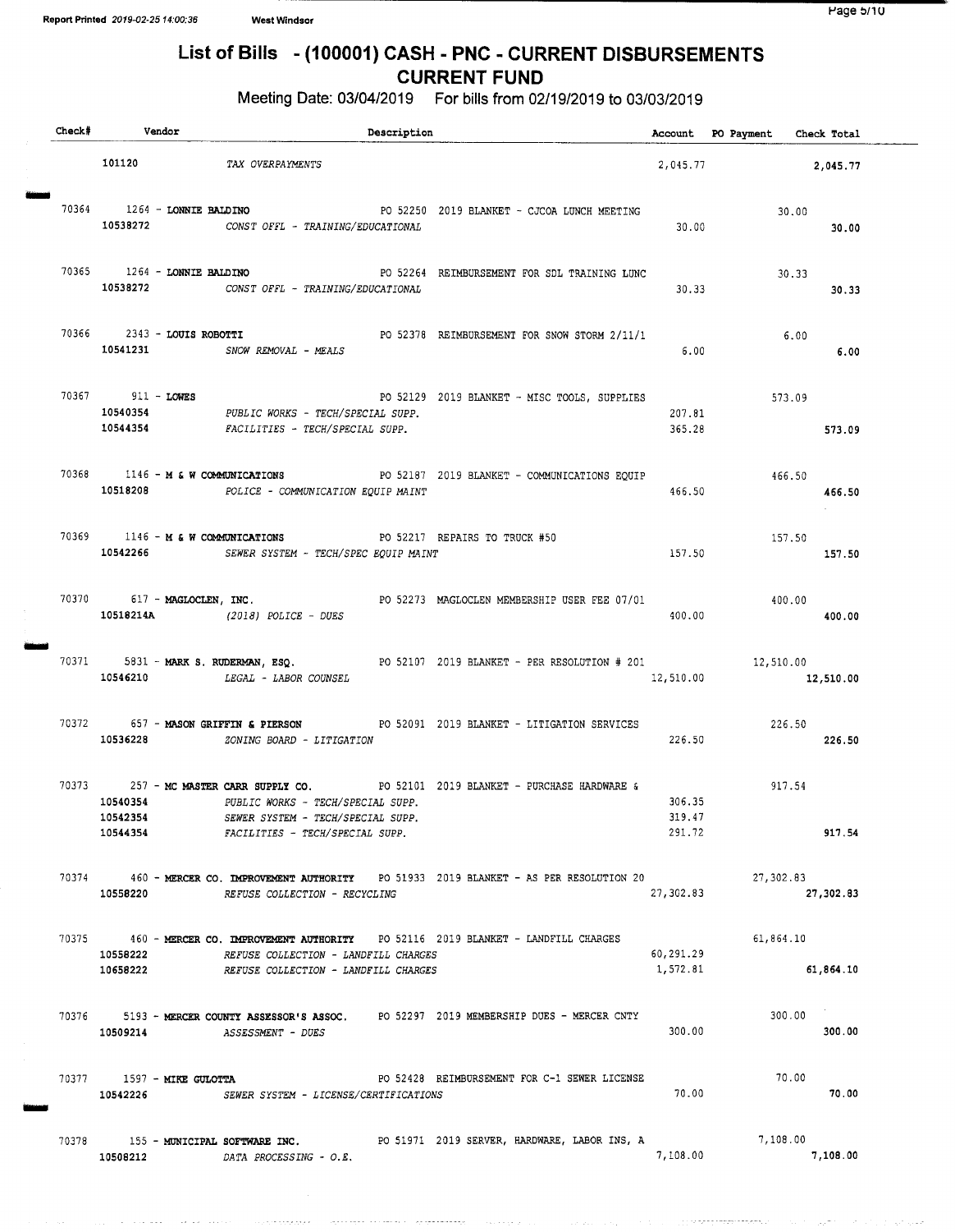# List of Bills - (100001) CASH - PNC - CURRENT DISBURSEMENTS
## CURRENT FUND

Meeting Date: 03/04/2019 For bills from 02/19/2019 to 03/03/2019

| Check# | Vendor | Description | Account | PO Payment | Check Total |
|---|---|---|---|---|---|
| | 101120 | *TAX OVERPAYMENTS* | 2,045.77 | | 2,045.77 |
| 70364 | 1264 - **LONNIE BALDINO** | PO 52250 2019 BLANKET - CJCOA LUNCH MEETING | | 30.00 | |
| | 10538272 | *CONST OFFL - TRAINING/EDUCATIONAL* | 30.00 | | **30.00** |
| 70365 | 1264 - **LONNIE BALDINO** | PO 52264 REIMBURSEMENT FOR SDL TRAINING LUNC | | 30.33 | |
| | 10538272 | *CONST OFFL - TRAINING/EDUCATIONAL* | 30.33 | | **30.33** |
| 70366 | 2343 - **LOUIS ROBOTTI** | PO 52378 REIMBURSEMENT FOR SNOW STORM 2/11/1 | | 6.00 | |
| | 10541231 | *SNOW REMOVAL - MEALS* | 6.00 | | **6.00** |
| 70367 | 911 - **LOWES** | PO 52129 2019 BLANKET - MISC TOOLS, SUPPLIES | | 573.09 | |
| | 10540354 | *PUBLIC WORKS - TECH/SPECIAL SUPP.* | 207.81 | | |
| | 10544354 | *FACILITIES - TECH/SPECIAL SUPP.* | 365.28 | | **573.09** |
| 70368 | 1146 - **M & W COMMUNICATIONS** | PO 52187 2019 BLANKET - COMMUNICATIONS EQUIP | | 466.50 | |
| | 10518208 | *POLICE - COMMUNICATION EQUIP MAINT* | 466.50 | | **466.50** |
| 70369 | 1146 - **M & W COMMUNICATIONS** | PO 52217 REPAIRS TO TRUCK #50 | | 157.50 | |
| | 10542266 | *SEWER SYSTEM - TECH/SPEC EQUIP MAINT* | 157.50 | | **157.50** |
| 70370 | 617 - **MAGLOCLEN, INC.** | PO 52273 MAGLOCLEN MEMBERSHIP USER FEE 07/01 | | 400.00 | |
| | 10518214A | *(2018) POLICE - DUES* | 400.00 | | **400.00** |
| 70371 | 5831 - **MARK S. RUDERMAN, ESQ.** | PO 52107 2019 BLANKET - PER RESOLUTION # 201 | | 12,510.00 | |
| | 10546210 | *LEGAL - LABOR COUNSEL* | 12,510.00 | | **12,510.00** |
| 70372 | 657 - **MASON GRIFFIN & PIERSON** | PO 52091 2019 BLANKET - LITIGATION SERVICES | | 226.50 | |
| | 10536228 | *ZONING BOARD - LITIGATION* | 226.50 | | **226.50** |
| 70373 | 257 - **MC MASTER CARR SUPPLY CO.** | PO 52101 2019 BLANKET - PURCHASE HARDWARE & | | 917.54 | |
| | 10540354 | *PUBLIC WORKS - TECH/SPECIAL SUPP.* | 306.35 | | |
| | 10542354 | *SEWER SYSTEM - TECH/SPECIAL SUPP.* | 319.47 | | |
| | 10544354 | *FACILITIES - TECH/SPECIAL SUPP.* | 291.72 | | **917.54** |
| 70374 | 460 - **MERCER CO. IMPROVEMENT AUTHORITY** | PO 51933 2019 BLANKET - AS PER RESOLUTION 20 | | 27,302.83 | |
| | 10558220 | *REFUSE COLLECTION - RECYCLING* | 27,302.83 | | **27,302.83** |
| 70375 | 460 - **MERCER CO. IMPROVEMENT AUTHORITY** | PO 52116 2019 BLANKET - LANDFILL CHARGES | | 61,864.10 | |
| | 10558222 | *REFUSE COLLECTION - LANDFILL CHARGES* | 60,291.29 | | |
| | 10658222 | *REFUSE COLLECTION - LANDFILL CHARGES* | 1,572.81 | | **61,864.10** |
| 70376 | 5193 - **MERCER COUNTY ASSESSOR'S ASSOC.** | PO 52297 2019 MEMBERSHIP DUES - MERCER CNTY | | 300.00 | |
| | 10509214 | *ASSESSMENT - DUES* | 300.00 | | **300.00** |
| 70377 | 1597 - **MIKE GULOTTA** | PO 52428 REIMBURSEMENT FOR C-1 SEWER LICENSE | | 70.00 | |
| | 10542226 | *SEWER SYSTEM - LICENSE/CERTIFICATIONS* | 70.00 | | **70.00** |
| 70378 | 155 - **MUNICIPAL SOFTWARE INC.** | PO 51971 2019 SERVER, HARDWARE, LABOR INS, A | | 7,108.00 | |
| | 10508212 | *DATA PROCESSING - O.E.* | 7,108.00 | | **7,108.00** |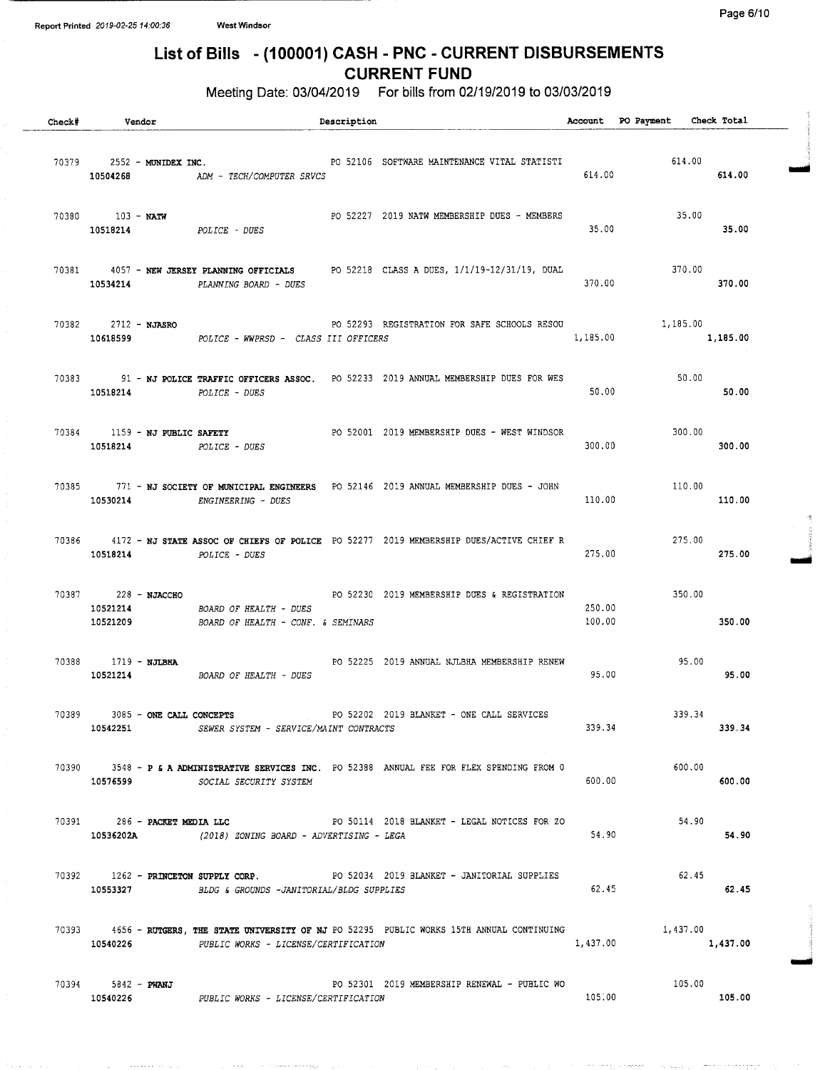Report Printed 2019-02-25 14:00:36 West Windsor

# List of Bills - (100001) CASH - PNC - CURRENT DISBURSEMENTS

## CURRENT FUND

Meeting Date: 03/04/2019 For bills from 02/19/2019 to 03/03/2019

| Check# | Vendor | Description | Account | PO Payment | Check Total |
|---|---|---|---|---|---|
| 70379 | 2552 - **MUNIDEX INC.** | PO 52106 SOFTWARE MAINTENANCE VITAL STATISTI | | 614.00 | |
| | **10504268** | *ADM - TECH/COMPUTER SRVCS* | 614.00 | | **614.00** |
| 70380 | 103 - **NATW** | PO 52227 2019 NATW MEMBERSHIP DUES - MEMBERS | | 35.00 | |
| | **10518214** | *POLICE - DUES* | 35.00 | | **35.00** |
| 70381 | 4057 - **NEW JERSEY PLANNING OFFICIALS** | PO 52218 CLASS A DUES, 1/1/19-12/31/19, DUAL | | 370.00 | |
| | **10534214** | *PLANNING BOARD - DUES* | 370.00 | | **370.00** |
| 70382 | 2712 - **NJASRO** | PO 52293 REGISTRATION FOR SAFE SCHOOLS RESOU | | 1,185.00 | |
| | **10618599** | *POLICE - WWPRSD - CLASS III OFFICERS* | 1,185.00 | | **1,185.00** |
| 70383 | 91 - **NJ POLICE TRAFFIC OFFICERS ASSOC.** | PO 52233 2019 ANNUAL MEMBERSHIP DUES FOR WES | | 50.00 | |
| | **10518214** | *POLICE - DUES* | 50.00 | | **50.00** |
| 70384 | 1159 - **NJ PUBLIC SAFETY** | PO 52001 2019 MEMBERSHIP DUES - WEST WINDSOR | | 300.00 | |
| | **10518214** | *POLICE - DUES* | 300.00 | | **300.00** |
| 70385 | 771 - **NJ SOCIETY OF MUNICIPAL ENGINEERS** | PO 52146 2019 ANNUAL MEMBERSHIP DUES - JOHN | | 110.00 | |
| | **10530214** | *ENGINEERING - DUES* | 110.00 | | **110.00** |
| 70386 | 4172 - **NJ STATE ASSOC OF CHIEFS OF POLICE** | PO 52277 2019 MEMBERSHIP DUES/ACTIVE CHIEF R | | 275.00 | |
| | **10518214** | *POLICE - DUES* | 275.00 | | **275.00** |
| 70387 | 228 - **NJACCHO** | PO 52230 2019 MEMBERSHIP DUES & REGISTRATION | | 350.00 | |
| | **10521214** | *BOARD OF HEALTH - DUES* | 250.00 | | |
| | **10521209** | *BOARD OF HEALTH - CONF. & SEMINARS* | 100.00 | | **350.00** |
| 70388 | 1719 - **NJLBHA** | PO 52225 2019 ANNUAL NJLBHA MEMBERSHIP RENEW | | 95.00 | |
| | **10521214** | *BOARD OF HEALTH - DUES* | 95.00 | | **95.00** |
| 70389 | 3085 - **ONE CALL CONCEPTS** | PO 52202 2019 BLANKET - ONE CALL SERVICES | | 339.34 | |
| | **10542251** | *SEWER SYSTEM - SERVICE/MAINT CONTRACTS* | 339.34 | | **339.34** |
| 70390 | 3548 - **P & A ADMINISTRATIVE SERVICES INC.** | PO 52388 ANNUAL FEE FOR FLEX SPENDING FROM 0 | | 600.00 | |
| | **10576599** | *SOCIAL SECURITY SYSTEM* | 600.00 | | **600.00** |
| 70391 | 286 - **PACKET MEDIA LLC** | PO 50114 2018 BLANKET - LEGAL NOTICES FOR ZO | | 54.90 | |
| | **10536202A** | *(2018) ZONING BOARD - ADVERTISING - LEGA* | 54.90 | | **54.90** |
| 70392 | 1262 - **PRINCETON SUPPLY CORP.** | PO 52034 2019 BLANKET - JANITORIAL SUPPLIES | | 62.45 | |
| | **10553327** | *BLDG & GROUNDS -JANITORIAL/BLDG SUPPLIES* | 62.45 | | **62.45** |
| 70393 | 4656 - **RUTGERS, THE STATE UNIVERSITY OF NJ** | PO 52295 PUBLIC WORKS 15TH ANNUAL CONTINUING | | 1,437.00 | |
| | **10540226** | *PUBLIC WORKS - LICENSE/CERTIFICATION* | 1,437.00 | | **1,437.00** |
| 70394 | 5842 - **PWANJ** | PO 52301 2019 MEMBERSHIP RENEWAL - PUBLIC WO | | 105.00 | |
| | **10540226** | *PUBLIC WORKS - LICENSE/CERTIFICATION* | 105.00 | | **105.00** |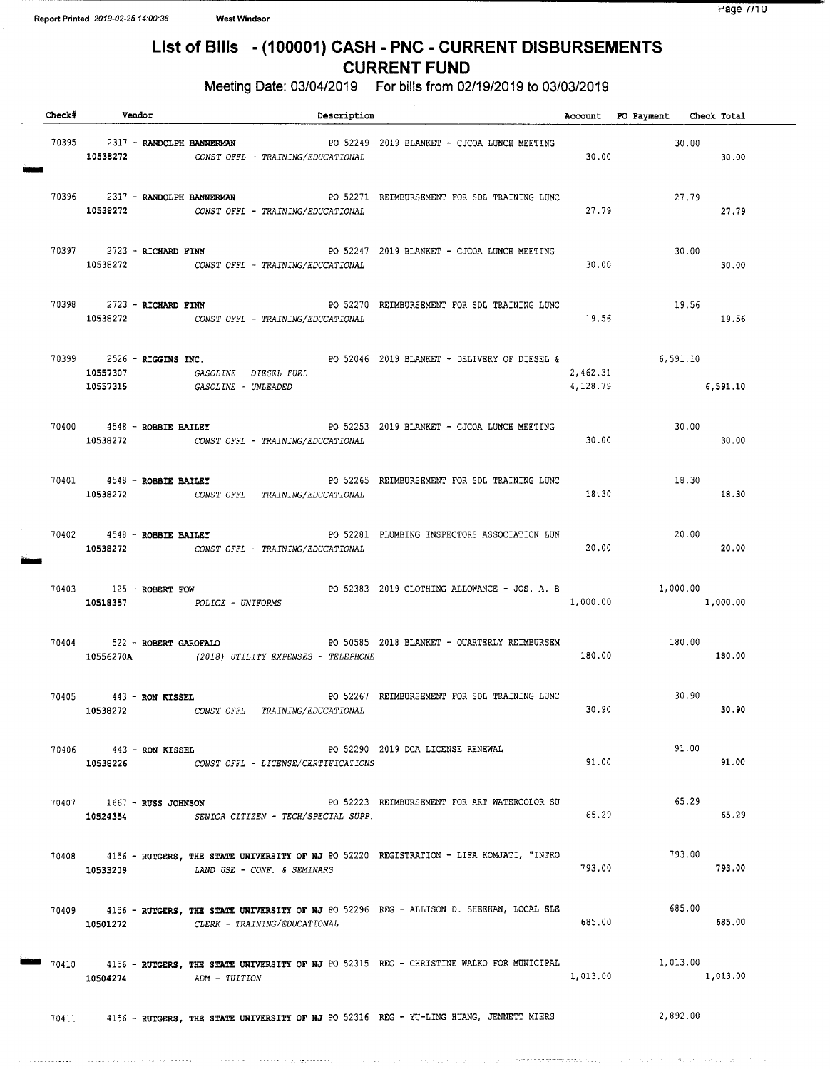# List of Bills - (100001) CASH - PNC - CURRENT DISBURSEMENTS
## CURRENT FUND

Meeting Date: 03/04/2019 For bills from 02/19/2019 to 03/03/2019

| Check# | Vendor | Description | Account | PO Payment | Check Total |
|---|---|---|---|---|---|
| 70395 | 2317 - **RANDOLPH BANNERMAN** | PO 52249 2019 BLANKET - CJCOA LUNCH MEETING | | 30.00 | |
| | **10538272** CONST OFFL - TRAINING/EDUCATIONAL | | 30.00 | | **30.00** |
| 70396 | 2317 - **RANDOLPH BANNERMAN** | PO 52271 REIMBURSEMENT FOR SDL TRAINING LUNC | | 27.79 | |
| | **10538272** CONST OFFL - TRAINING/EDUCATIONAL | | 27.79 | | **27.79** |
| 70397 | 2723 - **RICHARD FINN** | PO 52247 2019 BLANKET - CJCOA LUNCH MEETING | | 30.00 | |
| | **10538272** CONST OFFL - TRAINING/EDUCATIONAL | | 30.00 | | **30.00** |
| 70398 | 2723 - **RICHARD FINN** | PO 52270 REIMBURSEMENT FOR SDL TRAINING LUNC | | 19.56 | |
| | **10538272** CONST OFFL - TRAINING/EDUCATIONAL | | 19.56 | | **19.56** |
| 70399 | 2526 - **RIGGINS INC.** | PO 52046 2019 BLANKET - DELIVERY OF DIESEL & | | 6,591.10 | |
| | **10557307** GASOLINE - DIESEL FUEL | | 2,462.31 | | |
| | **10557315** GASOLINE - UNLEADED | | 4,128.79 | | **6,591.10** |
| 70400 | 4548 - **ROBBIE BAILEY** | PO 52253 2019 BLANKET - CJCOA LUNCH MEETING | | 30.00 | |
| | **10538272** CONST OFFL - TRAINING/EDUCATIONAL | | 30.00 | | **30.00** |
| 70401 | 4548 - **ROBBIE BAILEY** | PO 52265 REIMBURSEMENT FOR SDL TRAINING LUNC | | 18.30 | |
| | **10538272** CONST OFFL - TRAINING/EDUCATIONAL | | 18.30 | | **18.30** |
| 70402 | 4548 - **ROBBIE BAILEY** | PO 52281 PLUMBING INSPECTORS ASSOCIATION LUN | | 20.00 | |
| | **10538272** CONST OFFL - TRAINING/EDUCATIONAL | | 20.00 | | **20.00** |
| 70403 | 125 - **ROBERT FOW** | PO 52383 2019 CLOTHING ALLOWANCE - JOS. A. B | | 1,000.00 | |
| | **10518357** POLICE - UNIFORMS | | 1,000.00 | | **1,000.00** |
| 70404 | 522 - **ROBERT GAROFALO** | PO 50585 2018 BLANKET - QUARTERLY REIMBURSEM | | 180.00 | |
| | **10556270A** (2018) UTILITY EXPENSES - TELEPHONE | | 180.00 | | **180.00** |
| 70405 | 443 - **RON KISSEL** | PO 52267 REIMBURSEMENT FOR SDL TRAINING LUNC | | 30.90 | |
| | **10538272** CONST OFFL - TRAINING/EDUCATIONAL | | 30.90 | | **30.90** |
| 70406 | 443 - **RON KISSEL** | PO 52290 2019 DCA LICENSE RENEWAL | | 91.00 | |
| | **10538226** CONST OFFL - LICENSE/CERTIFICATIONS | | 91.00 | | **91.00** |
| 70407 | 1667 - **RUSS JOHNSON** | PO 52223 REIMBURSEMENT FOR ART WATERCOLOR SU | | 65.29 | |
| | **10524354** SENIOR CITIZEN - TECH/SPECIAL SUPP. | | 65.29 | | **65.29** |
| 70408 | 4156 - **RUTGERS, THE STATE UNIVERSITY OF NJ** | PO 52220 REGISTRATION - LISA KOMJATI, "INTRO | | 793.00 | |
| | **10533209** LAND USE - CONF. & SEMINARS | | 793.00 | | **793.00** |
| 70409 | 4156 - **RUTGERS, THE STATE UNIVERSITY OF NJ** | PO 52296 REG - ALLISON D. SHEEHAN, LOCAL ELE | | 685.00 | |
| | **10501272** CLERK - TRAINING/EDUCATIONAL | | 685.00 | | **685.00** |
| 70410 | 4156 - **RUTGERS, THE STATE UNIVERSITY OF NJ** | PO 52315 REG - CHRISTINE WALKO FOR MUNICIPAL | | 1,013.00 | |
| | **10504274** ADM - TUITION | | 1,013.00 | | **1,013.00** |
| 70411 | 4156 - **RUTGERS, THE STATE UNIVERSITY OF NJ** | PO 52316 REG - YU-LING HUANG, JENNETT MIERS | | 2,892.00 | |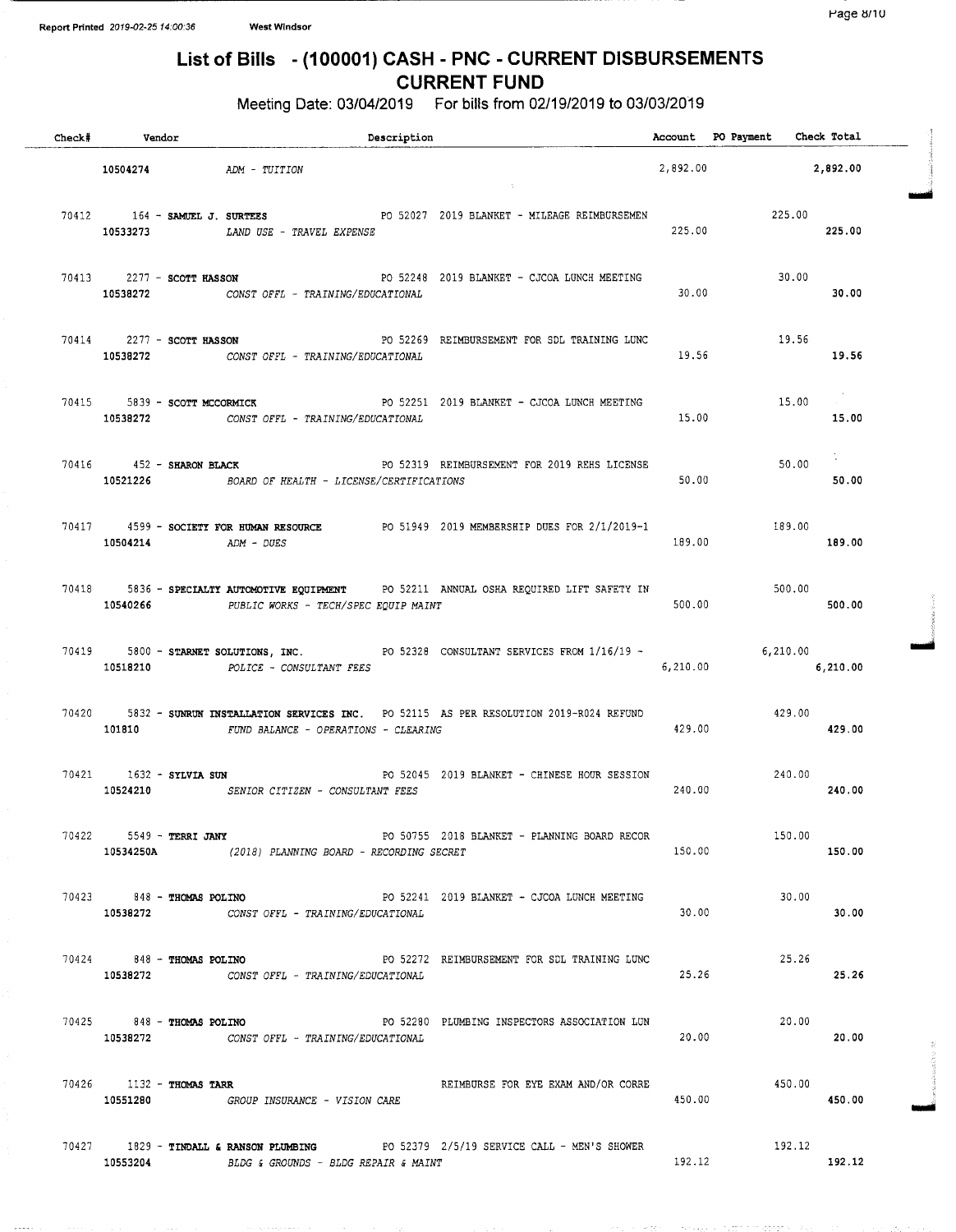# List of Bills - (100001) CASH - PNC - CURRENT DISBURSEMENTS
## CURRENT FUND

Meeting Date: 03/04/2019 For bills from 02/19/2019 to 03/03/2019

| Check# | Vendor | Description | Account | PO Payment | Check Total |
|---|---|---|---|---|---|
| | 10504274 | ADM - TUITION | 2,892.00 | | 2,892.00 |
| 70412 | 164 - SAMUEL J. SURTEES | PO 52027 2019 BLANKET - MILEAGE REIMBURSEMEN | | 225.00 | |
| | 10533273 | LAND USE - TRAVEL EXPENSE | 225.00 | | 225.00 |
| 70413 | 2277 - SCOTT HASSON | PO 52248 2019 BLANKET - CJCOA LUNCH MEETING | | 30.00 | |
| | 10538272 | CONST OFFL - TRAINING/EDUCATIONAL | 30.00 | | 30.00 |
| 70414 | 2277 - SCOTT HASSON | PO 52269 REIMBURSEMENT FOR SDL TRAINING LUNC | | 19.56 | |
| | 10538272 | CONST OFFL - TRAINING/EDUCATIONAL | 19.56 | | 19.56 |
| 70415 | 5839 - SCOTT MCCORMICK | PO 52251 2019 BLANKET - CJCOA LUNCH MEETING | | 15.00 | |
| | 10538272 | CONST OFFL - TRAINING/EDUCATIONAL | 15.00 | | 15.00 |
| 70416 | 452 - SHARON BLACK | PO 52319 REIMBURSEMENT FOR 2019 REHS LICENSE | | 50.00 | |
| | 10521226 | BOARD OF HEALTH - LICENSE/CERTIFICATIONS | 50.00 | | 50.00 |
| 70417 | 4599 - SOCIETY FOR HUMAN RESOURCE | PO 51949 2019 MEMBERSHIP DUES FOR 2/1/2019-1 | | 189.00 | |
| | 10504214 | ADM - DUES | 189.00 | | 189.00 |
| 70418 | 5836 - SPECIALTY AUTOMOTIVE EQUIPMENT | PO 52211 ANNUAL OSHA REQUIRED LIFT SAFETY IN | | 500.00 | |
| | 10540266 | PUBLIC WORKS - TECH/SPEC EQUIP MAINT | 500.00 | | 500.00 |
| 70419 | 5800 - STARNET SOLUTIONS, INC. | PO 52328 CONSULTANT SERVICES FROM 1/16/19 - | | 6,210.00 | |
| | 10518210 | POLICE - CONSULTANT FEES | 6,210.00 | | 6,210.00 |
| 70420 | 5832 - SUNRUN INSTALLATION SERVICES INC. | PO 52115 AS PER RESOLUTION 2019-R024 REFUND | | 429.00 | |
| | 101810 | FUND BALANCE - OPERATIONS - CLEARING | 429.00 | | 429.00 |
| 70421 | 1632 - SYLVIA SUN | PO 52045 2019 BLANKET - CHINESE HOUR SESSION | | 240.00 | |
| | 10524210 | SENIOR CITIZEN - CONSULTANT FEES | 240.00 | | 240.00 |
| 70422 | 5549 - TERRI JANY | PO 50755 2018 BLANKET - PLANNING BOARD RECOR | | 150.00 | |
| | 10534250A | (2018) PLANNING BOARD - RECORDING SECRET | 150.00 | | 150.00 |
| 70423 | 848 - THOMAS POLINO | PO 52241 2019 BLANKET - CJCOA LUNCH MEETING | | 30.00 | |
| | 10538272 | CONST OFFL - TRAINING/EDUCATIONAL | 30.00 | | 30.00 |
| 70424 | 848 - THOMAS POLINO | PO 52272 REIMBURSEMENT FOR SDL TRAINING LUNC | | 25.26 | |
| | 10538272 | CONST OFFL - TRAINING/EDUCATIONAL | 25.26 | | 25.26 |
| 70425 | 848 - THOMAS POLINO | PO 52280 PLUMBING INSPECTORS ASSOCIATION LUN | | 20.00 | |
| | 10538272 | CONST OFFL - TRAINING/EDUCATIONAL | 20.00 | | 20.00 |
| 70426 | 1132 - THOMAS TARR | REIMBURSE FOR EYE EXAM AND/OR CORRE | | 450.00 | |
| | 10551280 | GROUP INSURANCE - VISION CARE | 450.00 | | 450.00 |
| 70427 | 1829 - TINDALL & RANSON PLUMBING | PO 52379 2/5/19 SERVICE CALL - MEN'S SHOWER | | 192.12 | |
| | 10553204 | BLDG & GROUNDS - BLDG REPAIR & MAINT | 192.12 | | 192.12 |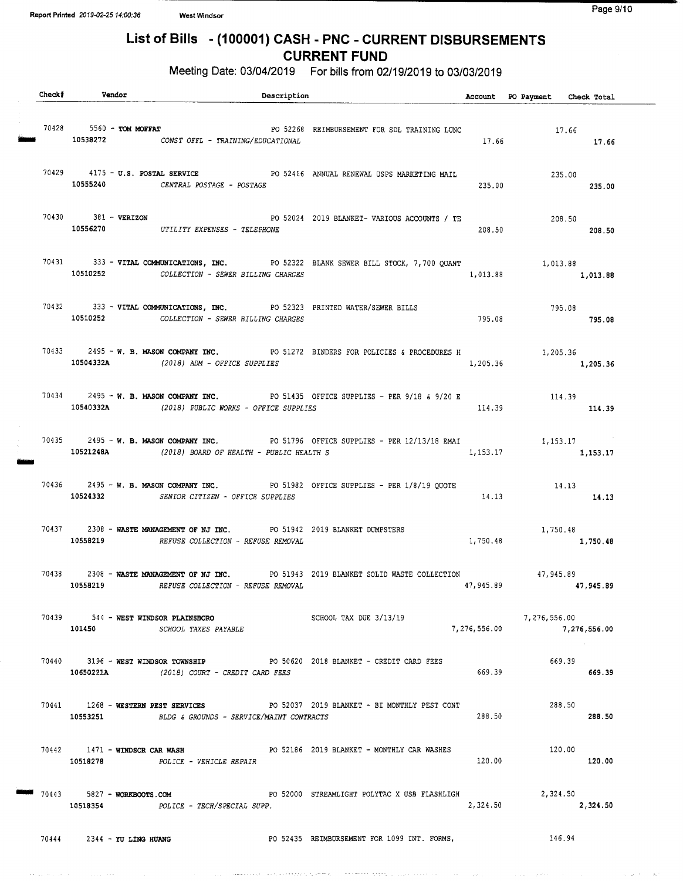# List of Bills - (100001) CASH - PNC - CURRENT DISBURSEMENTS

## CURRENT FUND

Meeting Date: 03/04/2019 For bills from 02/19/2019 to 03/03/2019

| Check# | Vendor | Description | Account | PO Payment | Check Total |
|---|---|---|---|---|---|
| 70428 | 5560 - **TOM MOFFAT** | PO 52268 REIMBURSEMENT FOR SDL TRAINING LUNC | | 17.66 | |
| | 10538272 | *CONST OFFL - TRAINING/EDUCATIONAL* | 17.66 | | **17.66** |
| 70429 | 4175 - **U.S. POSTAL SERVICE** | PO 52416 ANNUAL RENEWAL USPS MARKETING MAIL | | 235.00 | |
| | 10555240 | *CENTRAL POSTAGE - POSTAGE* | 235.00 | | **235.00** |
| 70430 | 381 - **VERIZON** | PO 52024 2019 BLANKET- VARIOUS ACCOUNTS / TE | | 208.50 | |
| | 10556270 | *UTILITY EXPENSES - TELEPHONE* | 208.50 | | **208.50** |
| 70431 | 333 - **VITAL COMMUNICATIONS, INC.** | PO 52322 BLANK SEWER BILL STOCK, 7,700 QUANT | | 1,013.88 | |
| | 10510252 | *COLLECTION - SEWER BILLING CHARGES* | 1,013.88 | | **1,013.88** |
| 70432 | 333 - **VITAL COMMUNICATIONS, INC.** | PO 52323 PRINTED WATER/SEWER BILLS | | 795.08 | |
| | 10510252 | *COLLECTION - SEWER BILLING CHARGES* | 795.08 | | **795.08** |
| 70433 | 2495 - **W. B. MASON COMPANY INC.** | PO 51272 BINDERS FOR POLICIES & PROCEDURES H | | 1,205.36 | |
| | 10504332A | *(2018) ADM - OFFICE SUPPLIES* | 1,205.36 | | **1,205.36** |
| 70434 | 2495 - **W. B. MASON COMPANY INC.** | PO 51435 OFFICE SUPPLIES - PER 9/18 & 9/20 E | | 114.39 | |
| | 10540332A | *(2018) PUBLIC WORKS - OFFICE SUPPLIES* | 114.39 | | **114.39** |
| 70435 | 2495 - **W. B. MASON COMPANY INC.** | PO 51796 OFFICE SUPPLIES - PER 12/13/18 EMAI | | 1,153.17 | |
| | 10521248A | *(2018) BOARD OF HEALTH - PUBLIC HEALTH S* | 1,153.17 | | **1,153.17** |
| 70436 | 2495 - **W. B. MASON COMPANY INC.** | PO 51982 OFFICE SUPPLIES - PER 1/8/19 QUOTE | | 14.13 | |
| | 10524332 | *SENIOR CITIZEN - OFFICE SUPPLIES* | 14.13 | | **14.13** |
| 70437 | 2308 - **WASTE MANAGEMENT OF NJ INC.** | PO 51942 2019 BLANKET DUMPSTERS | | 1,750.48 | |
| | 10558219 | *REFUSE COLLECTION - REFUSE REMOVAL* | 1,750.48 | | **1,750.48** |
| 70438 | 2308 - **WASTE MANAGEMENT OF NJ INC.** | PO 51943 2019 BLANKET SOLID WASTE COLLECTION | | 47,945.89 | |
| | 10558219 | *REFUSE COLLECTION - REFUSE REMOVAL* | 47,945.89 | | **47,945.89** |
| 70439 | 544 - **WEST WINDSOR PLAINSBORO** | SCHOOL TAX DUE 3/13/19 | | 7,276,556.00 | |
| | 101450 | *SCHOOL TAXES PAYABLE* | 7,276,556.00 | | **7,276,556.00** |
| 70440 | 3196 - **WEST WINDSOR TOWNSHIP** | PO 50620 2018 BLANKET - CREDIT CARD FEES | | 669.39 | |
| | 10650221A | *(2018) COURT - CREDIT CARD FEES* | 669.39 | | **669.39** |
| 70441 | 1268 - **WESTERN PEST SERVICES** | PO 52037 2019 BLANKET - BI MONTHLY PEST CONT | | 288.50 | |
| | 10553251 | *BLDG & GROUNDS - SERVICE/MAINT CONTRACTS* | 288.50 | | **288.50** |
| 70442 | 1471 - **WINDSOR CAR WASH** | PO 52186 2019 BLANKET - MONTHLY CAR WASHES | | 120.00 | |
| | 10518278 | *POLICE - VEHICLE REPAIR* | 120.00 | | **120.00** |
| 70443 | 5827 - **WORKBOOTS.COM** | PO 52000 STREAMLIGHT POLYTAC X USB FLASHLIGH | | 2,324.50 | |
| | 10518354 | *POLICE - TECH/SPECIAL SUPP.* | 2,324.50 | | **2,324.50** |
| 70444 | 2344 - **YU LING HUANG** | PO 52435 REIMBURSEMENT FOR 1099 INT. FORMS, | | 146.94 | |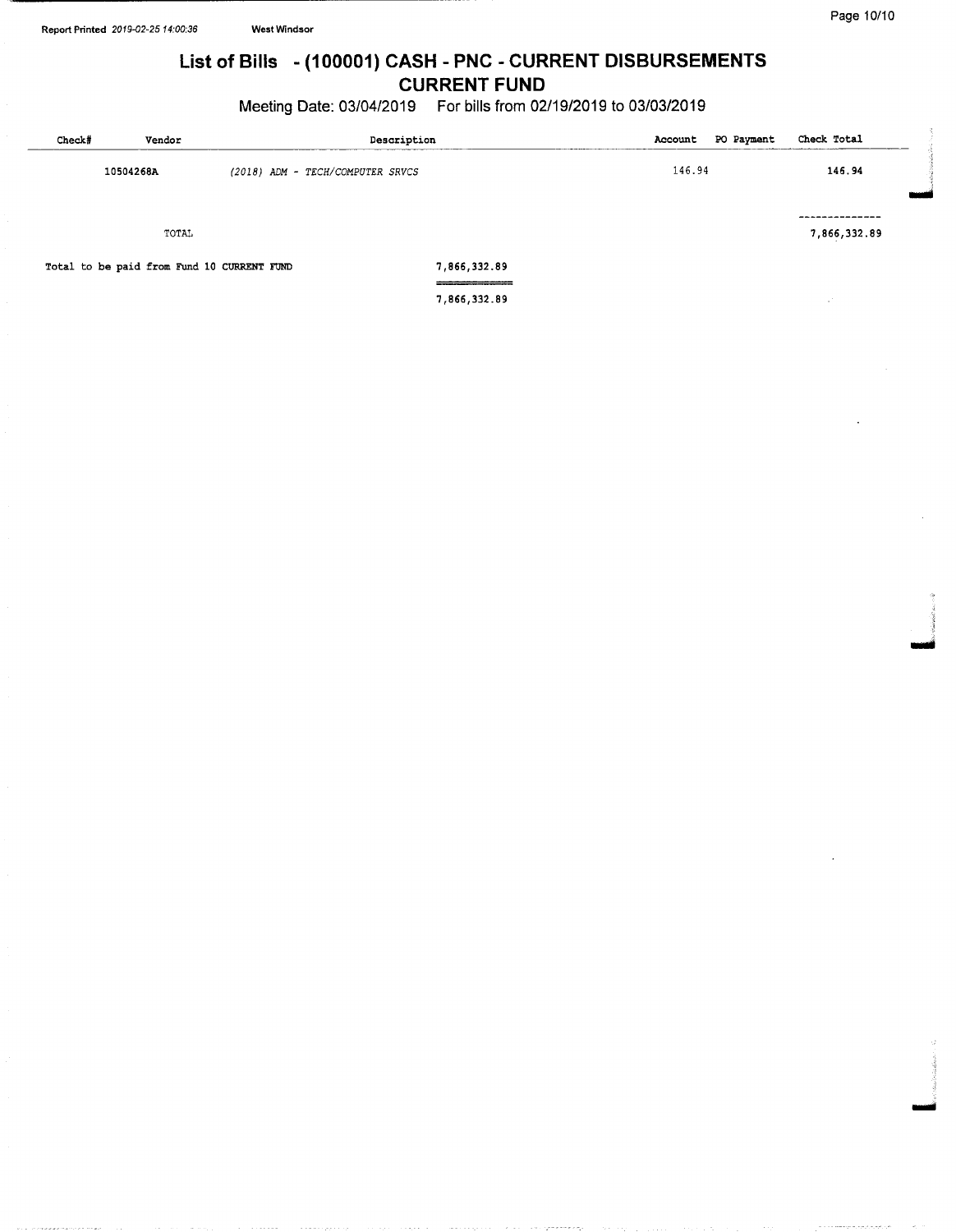## List of Bills - (100001) CASH - PNC - CURRENT DISBURSEMENTS

### CURRENT FUND

Meeting Date: 03/04/2019 For bills from 02/19/2019 to 03/03/2019

| Check# | Vendor | Description | Account | PO Payment | Check Total |
|---|---|---|---|---|---|
| | 10504268A | (2018) ADM - TECH/COMPUTER SRVCS | 146.94 | | 146.94 |
| | TOTAL | | | | 7,866,332.89 |

Total to be paid from Fund 10 CURRENT FUND 7,866,332.89

7,866,332.89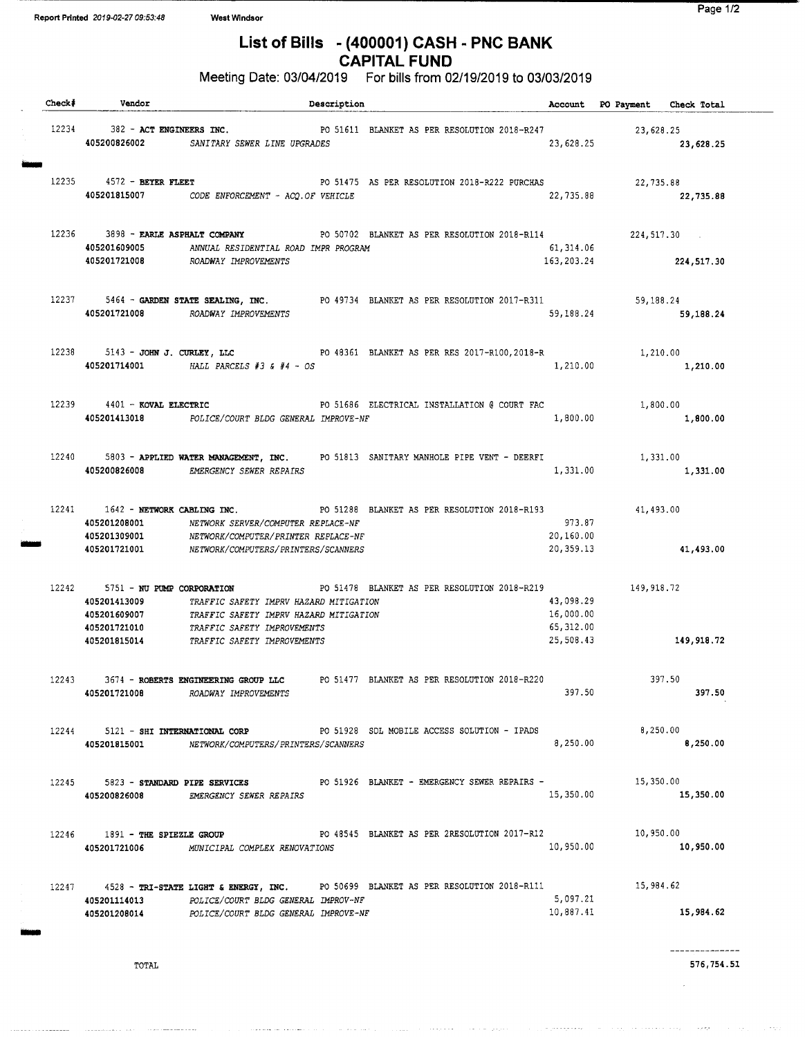Report Printed 2019-02-27 09:53:48 West Windsor

# List of Bills - (400001) CASH - PNC BANK
## CAPITAL FUND

Meeting Date: 03/04/2019 For bills from 02/19/2019 to 03/03/2019

| Check# | Vendor | Description | Account | PO Payment | Check Total |
|---|---|---|---|---|---|
| 12234 | 382 - **ACT ENGINEERS INC.** | PO 51611 BLANKET AS PER RESOLUTION 2018-R247 | | 23,628.25 | |
| | 405200826002 | *SANITARY SEWER LINE UPGRADES* | 23,628.25 | | 23,628.25 |
| 12235 | 4572 - **BEYER FLEET** | PO 51475 AS PER RESOLUTION 2018-R222 PURCHAS | | 22,735.88 | |
| | 405201815007 | *CODE ENFORCEMENT - ACQ.OF VEHICLE* | 22,735.88 | | 22,735.88 |
| 12236 | 3898 - **EARLE ASPHALT COMPANY** | PO 50702 BLANKET AS PER RESOLUTION 2018-R114 | | 224,517.30 | |
| | 405201609005 | *ANNUAL RESIDENTIAL ROAD IMPR PROGRAM* | 61,314.06 | | |
| | 405201721008 | *ROADWAY IMPROVEMENTS* | 163,203.24 | | 224,517.30 |
| 12237 | 5464 - **GARDEN STATE SEALING, INC.** | PO 49734 BLANKET AS PER RESOLUTION 2017-R311 | | 59,188.24 | |
| | 405201721008 | *ROADWAY IMPROVEMENTS* | 59,188.24 | | 59,188.24 |
| 12238 | 5143 - **JOHN J. CURLEY, LLC** | PO 48361 BLANKET AS PER RES 2017-R100,2018-R | | 1,210.00 | |
| | 405201714001 | *HALL PARCELS #3 & #4 - OS* | 1,210.00 | | 1,210.00 |
| 12239 | 4401 - **KOVAL ELECTRIC** | PO 51686 ELECTRICAL INSTALLATION @ COURT FAC | | 1,800.00 | |
| | 405201413018 | *POLICE/COURT BLDG GENERAL IMPROVE-NF* | 1,800.00 | | 1,800.00 |
| 12240 | 5803 - **APPLIED WATER MANAGEMENT, INC.** | PO 51813 SANITARY MANHOLE PIPE VENT - DEERFI | | 1,331.00 | |
| | 405200826008 | *EMERGENCY SEWER REPAIRS* | 1,331.00 | | 1,331.00 |
| 12241 | 1642 - **NETWORK CABLING INC.** | PO 51288 BLANKET AS PER RESOLUTION 2018-R193 | | 41,493.00 | |
| | 405201208001 | *NETWORK SERVER/COMPUTER REPLACE-NF* | 973.87 | | |
| | 405201309001 | *NETWORK/COMPUTER/PRINTER REPLACE-NF* | 20,160.00 | | |
| | 405201721001 | *NETWORK/COMPUTERS/PRINTERS/SCANNERS* | 20,359.13 | | 41,493.00 |
| 12242 | 5751 - **NU PUMP CORPORATION** | PO 51478 BLANKET AS PER RESOLUTION 2018-R219 | | 149,918.72 | |
| | 405201413009 | *TRAFFIC SAFETY IMPRV HAZARD MITIGATION* | 43,098.29 | | |
| | 405201609007 | *TRAFFIC SAFETY IMPRV HAZARD MITIGATION* | 16,000.00 | | |
| | 405201721010 | *TRAFFIC SAFETY IMPROVEMENTS* | 65,312.00 | | |
| | 405201815014 | *TRAFFIC SAFETY IMPROVEMENTS* | 25,508.43 | | 149,918.72 |
| 12243 | 3674 - **ROBERTS ENGINEERING GROUP LLC** | PO 51477 BLANKET AS PER RESOLUTION 2018-R220 | | 397.50 | |
| | 405201721008 | *ROADWAY IMPROVEMENTS* | 397.50 | | 397.50 |
| 12244 | 5121 - **SHI INTERNATIONAL CORP** | PO 51928 SDL MOBILE ACCESS SOLUTION - IPADS | | 8,250.00 | |
| | 405201815001 | *NETWORK/COMPUTERS/PRINTERS/SCANNERS* | 8,250.00 | | 8,250.00 |
| 12245 | 5823 - **STANDARD PIPE SERVICES** | PO 51926 BLANKET - EMERGENCY SEWER REPAIRS - | | 15,350.00 | |
| | 405200826008 | *EMERGENCY SEWER REPAIRS* | 15,350.00 | | 15,350.00 |
| 12246 | 1891 - **THE SPIEZLE GROUP** | PO 48545 BLANKET AS PER 2RESOLUTION 2017-R12 | | 10,950.00 | |
| | 405201721006 | *MUNICIPAL COMPLEX RENOVATIONS* | 10,950.00 | | 10,950.00 |
| 12247 | 4528 - **TRI-STATE LIGHT & ENERGY, INC.** | PO 50699 BLANKET AS PER RESOLUTION 2018-R111 | | 15,984.62 | |
| | 405201114013 | *POLICE/COURT BLDG GENERAL IMPROV-NF* | 5,097.21 | | |
| | 405201208014 | *POLICE/COURT BLDG GENERAL IMPROVE-NF* | 10,887.41 | | 15,984.62 |
| | TOTAL | | | | 576,754.51 |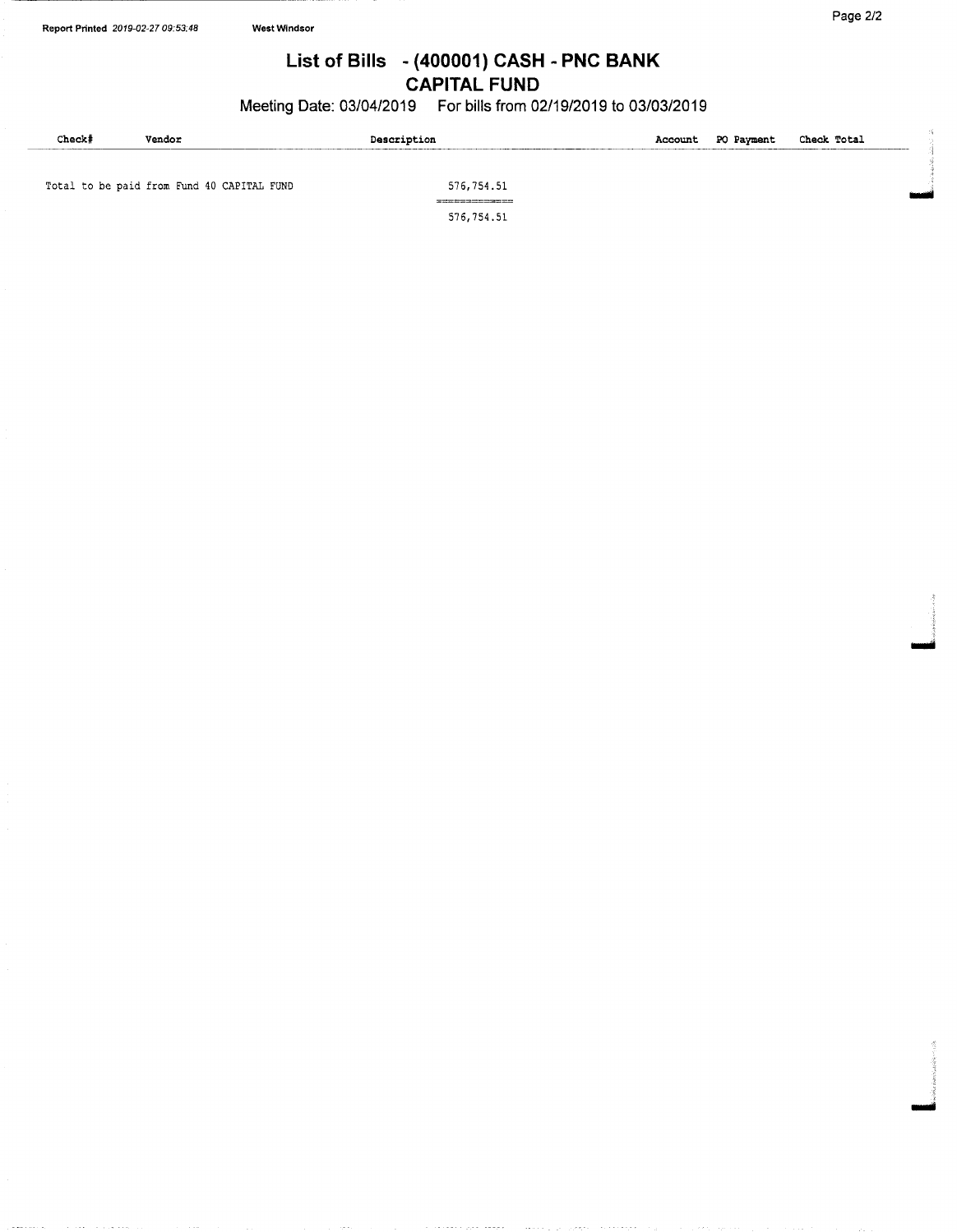# List of Bills - (400001) CASH - PNC BANK

## CAPITAL FUND

Meeting Date: 03/04/2019 For bills from 02/19/2019 to 03/03/2019

| Check# | Vendor | Description | Account | PO Payment | Check Total |
|---|---|---|---|---|---|

Total to be paid from Fund 40 CAPITAL FUND 576,754.51

576,754.51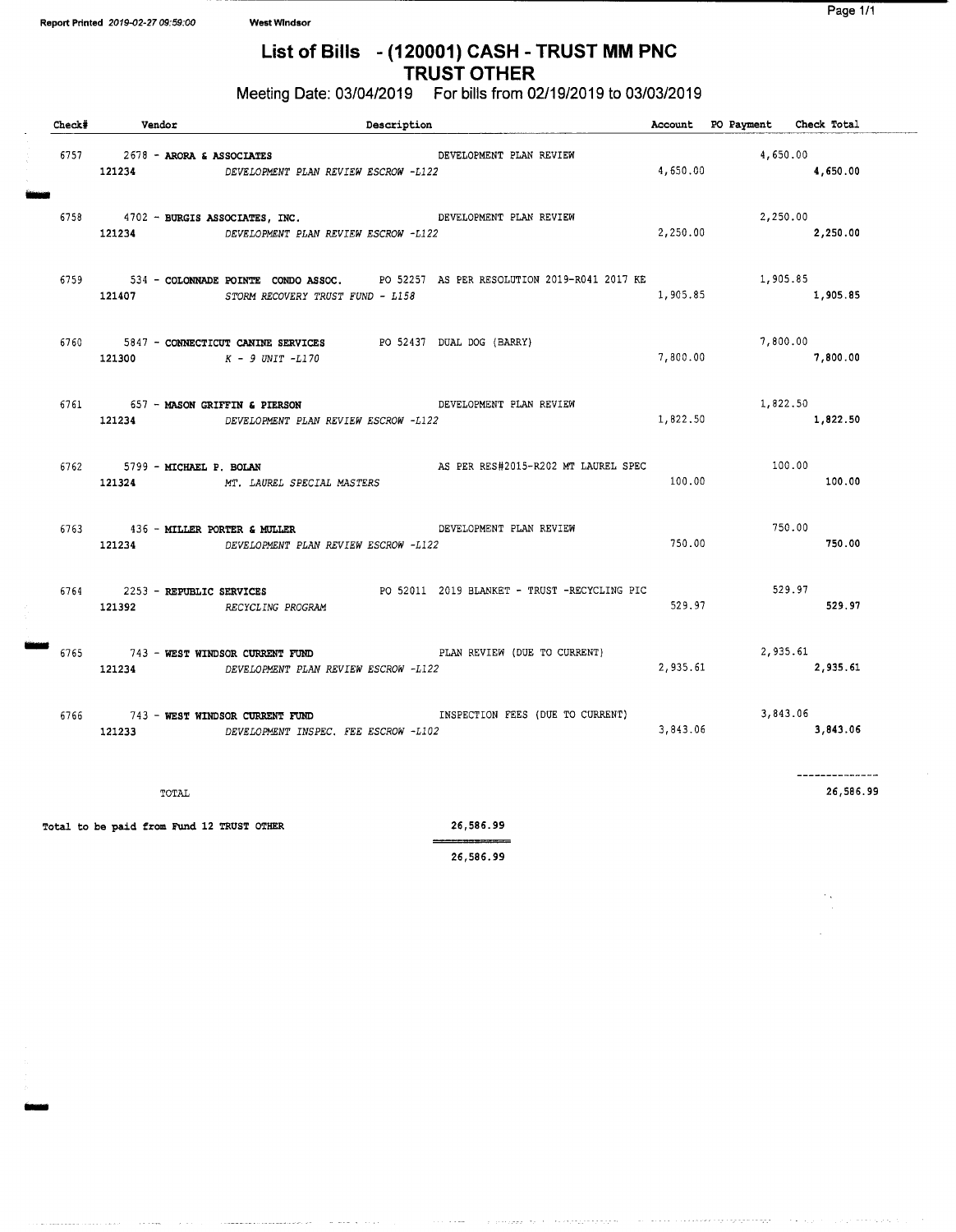Report Printed 2019-02-27 09:59:00 West Windsor

# List of Bills - (120001) CASH - TRUST MM PNC
## TRUST OTHER

Meeting Date: 03/04/2019 For bills from 02/19/2019 to 03/03/2019

| Check# | Vendor | Description | Account | PO Payment | Check Total |
|---|---|---|---|---|---|
| 6757 | 2678 - **ARORA & ASSOCIATES** | DEVELOPMENT PLAN REVIEW | | 4,650.00 | |
| | 121234 | *DEVELOPMENT PLAN REVIEW ESCROW -L122* | 4,650.00 | | 4,650.00 |
| 6758 | 4702 - **BURGIS ASSOCIATES, INC.** | DEVELOPMENT PLAN REVIEW | | 2,250.00 | |
| | 121234 | *DEVELOPMENT PLAN REVIEW ESCROW -L122* | 2,250.00 | | 2,250.00 |
| 6759 | 534 - **COLONNADE POINTE CONDO ASSOC.** | PO 52257 AS PER RESOLUTION 2019-R041 2017 KE | | 1,905.85 | |
| | 121407 | *STORM RECOVERY TRUST FUND - L158* | 1,905.85 | | 1,905.85 |
| 6760 | 5847 - **CONNECTICUT CANINE SERVICES** | PO 52437 DUAL DOG (BARRY) | | 7,800.00 | |
| | 121300 | *K - 9 UNIT -L170* | 7,800.00 | | 7,800.00 |
| 6761 | 657 - **MASON GRIFFIN & PIERSON** | DEVELOPMENT PLAN REVIEW | | 1,822.50 | |
| | 121234 | *DEVELOPMENT PLAN REVIEW ESCROW -L122* | 1,822.50 | | 1,822.50 |
| 6762 | 5799 - **MICHAEL P. BOLAN** | AS PER RES#2015-R202 MT LAUREL SPEC | | 100.00 | |
| | 121324 | *MT. LAUREL SPECIAL MASTERS* | 100.00 | | 100.00 |
| 6763 | 436 - **MILLER PORTER & MULLER** | DEVELOPMENT PLAN REVIEW | | 750.00 | |
| | 121234 | *DEVELOPMENT PLAN REVIEW ESCROW -L122* | 750.00 | | 750.00 |
| 6764 | 2253 - **REPUBLIC SERVICES** | PO 52011 2019 BLANKET - TRUST -RECYCLING PIC | | 529.97 | |
| | 121392 | *RECYCLING PROGRAM* | 529.97 | | 529.97 |
| 6765 | 743 - **WEST WINDSOR CURRENT FUND** | PLAN REVIEW (DUE TO CURRENT) | | 2,935.61 | |
| | 121234 | *DEVELOPMENT PLAN REVIEW ESCROW -L122* | 2,935.61 | | 2,935.61 |
| 6766 | 743 - **WEST WINDSOR CURRENT FUND** | INSPECTION FEES (DUE TO CURRENT) | | 3,843.06 | |
| | 121233 | *DEVELOPMENT INSPEC. FEE ESCROW -L102* | 3,843.06 | | 3,843.06 |
| | TOTAL | | | | 26,586.99 |

Total to be paid from Fund 12 TRUST OTHER 26,586.99

26,586.99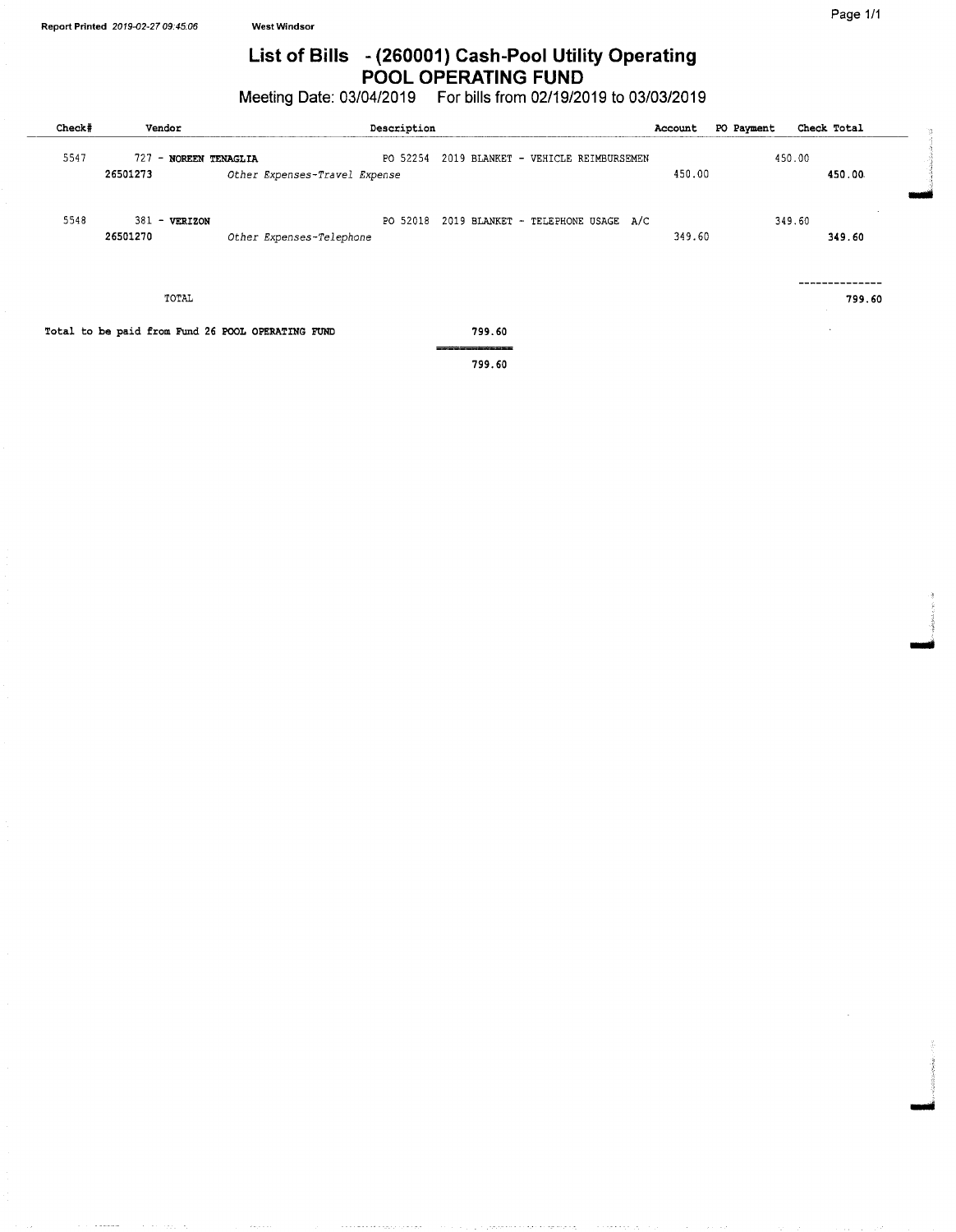# List of Bills - (260001) Cash-Pool Utility Operating
## POOL OPERATING FUND

Meeting Date: 03/04/2019 For bills from 02/19/2019 to 03/03/2019

| Check# | Vendor | Description | Account | PO Payment | Check Total |
|---|---|---|---|---|---|
| 5547 | 727 - **NOREEN TENAGLIA** | PO 52254 2019 BLANKET - VEHICLE REIMBURSEMEN | | 450.00 | |
| | **26501273** | *Other Expenses-Travel Expense* | 450.00 | | **450.00** |
| 5548 | 381 - **VERIZON** | PO 52018 2019 BLANKET - TELEPHONE USAGE A/C | | 349.60 | |
| | **26501270** | *Other Expenses-Telephone* | 349.60 | | **349.60** |
| | TOTAL | | | | **799.60** |

**Total to be paid from Fund 26 POOL OPERATING FUND** 799.60

799.60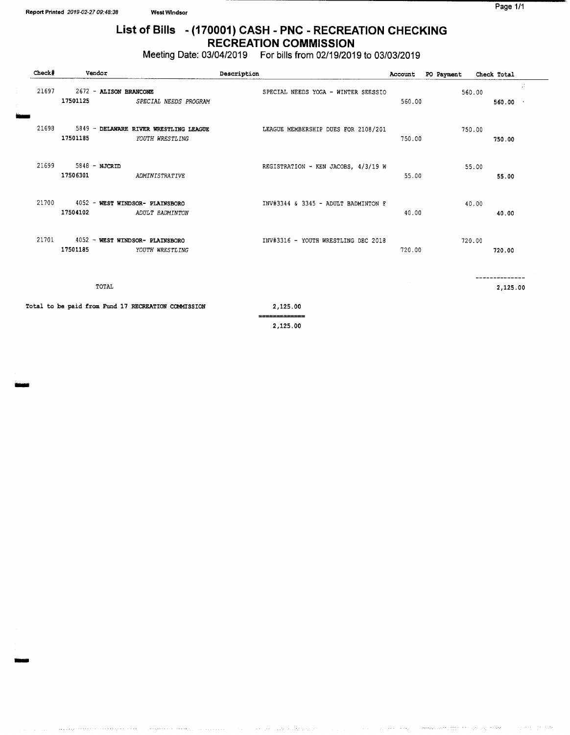# List of Bills - (170001) CASH - PNC - RECREATION CHECKING
## RECREATION COMMISSION

Meeting Date: 03/04/2019 For bills from 02/19/2019 to 03/03/2019

| Check# | Vendor | Description | Account | PO Payment | Check Total |
|---|---|---|---|---|---|
| 21697 | 2672 - ALISON BRANCONE | SPECIAL NEEDS YOGA - WINTER SEESSIO | | 560.00 | |
| | 17501125 *SPECIAL NEEDS PROGRAM* | | 560.00 | | 560.00 |
| 21698 | 5849 - DELAWARE RIVER WRESTLING LEAGUE | LEAGUE MEMBERSHIP DUES FOR 2108/201 | | 750.00 | |
| | 17501185 *YOUTH WRESTLING* | | 750.00 | | 750.00 |
| 21699 | 5848 - NJCRID | REGISTRATION - KEN JACOBS, 4/3/19 W | | 55.00 | |
| | 17506301 *ADMINISTRATIVE* | | 55.00 | | 55.00 |
| 21700 | 4052 - WEST WINDSOR- PLAINSBORO | INV#3344 & 3345 - ADULT BADMINTON F | | 40.00 | |
| | 17504102 *ADULT BADMINTON* | | 40.00 | | 40.00 |
| 21701 | 4052 - WEST WINDSOR- PLAINSBORO | INV#3316 - YOUTH WRESTLING DEC 2018 | | 720.00 | |
| | 17501185 *YOUTH WRESTLING* | | 720.00 | | 720.00 |
| | TOTAL | | | | 2,125.00 |

Total to be paid from Fund 17 RECREATION COMMISSION 2,125.00

2,125.00